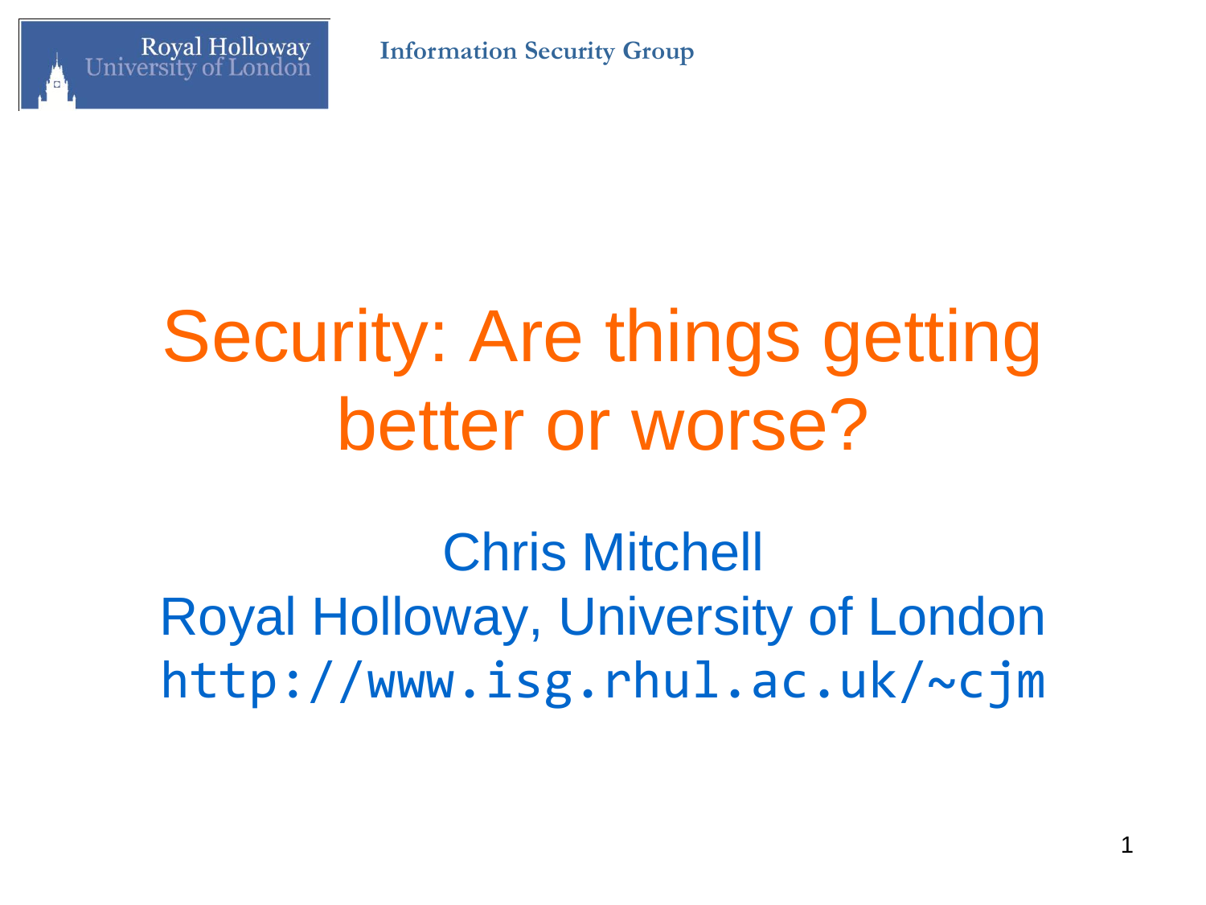Royal Holloway University of London

Information Security Group

# Security: Are things getting better or worse?

Chris Mitchell

Royal Holloway, University of London

http://www.isg.rhul.ac.uk/~cjm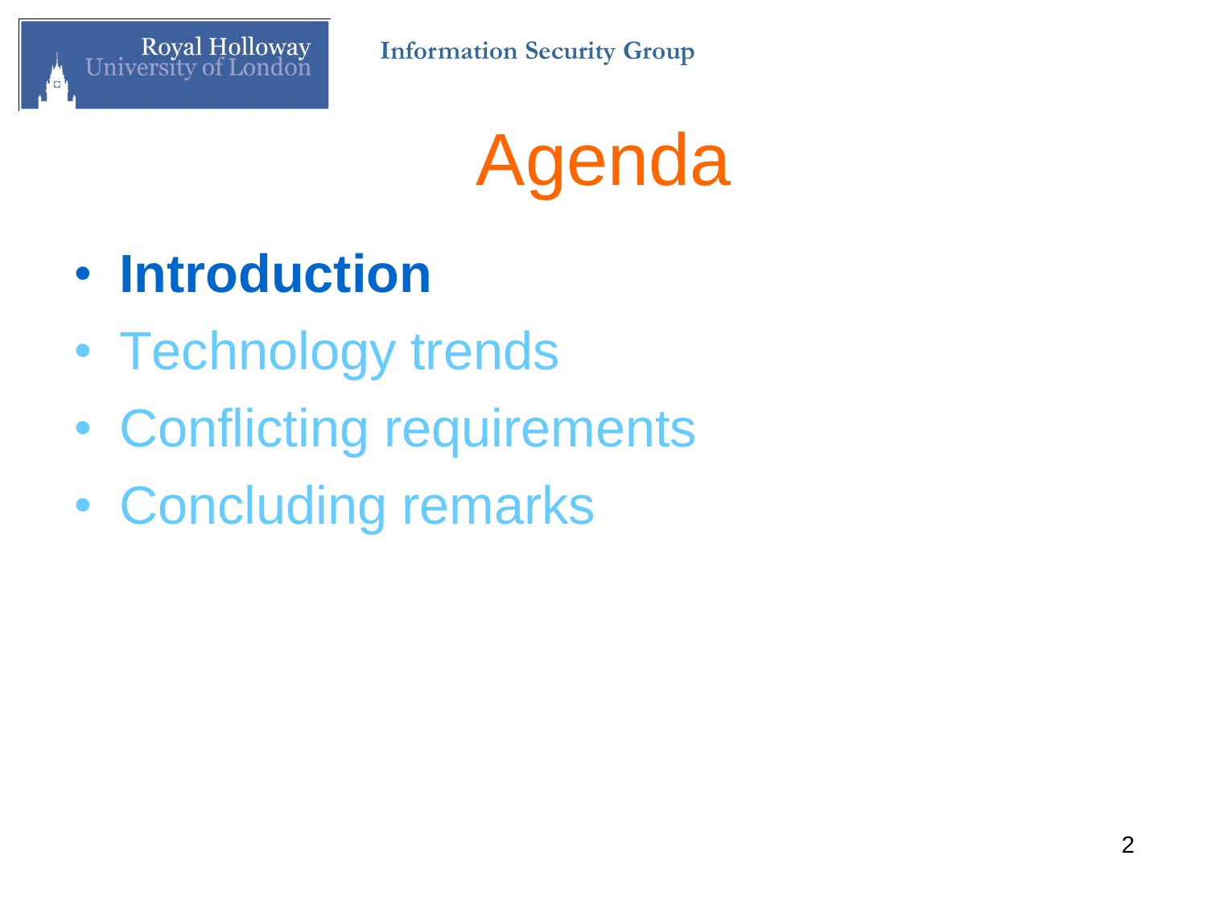# Agenda

- **Introduction**
- Technology trends
- Conflicting requirements
- Concluding remarks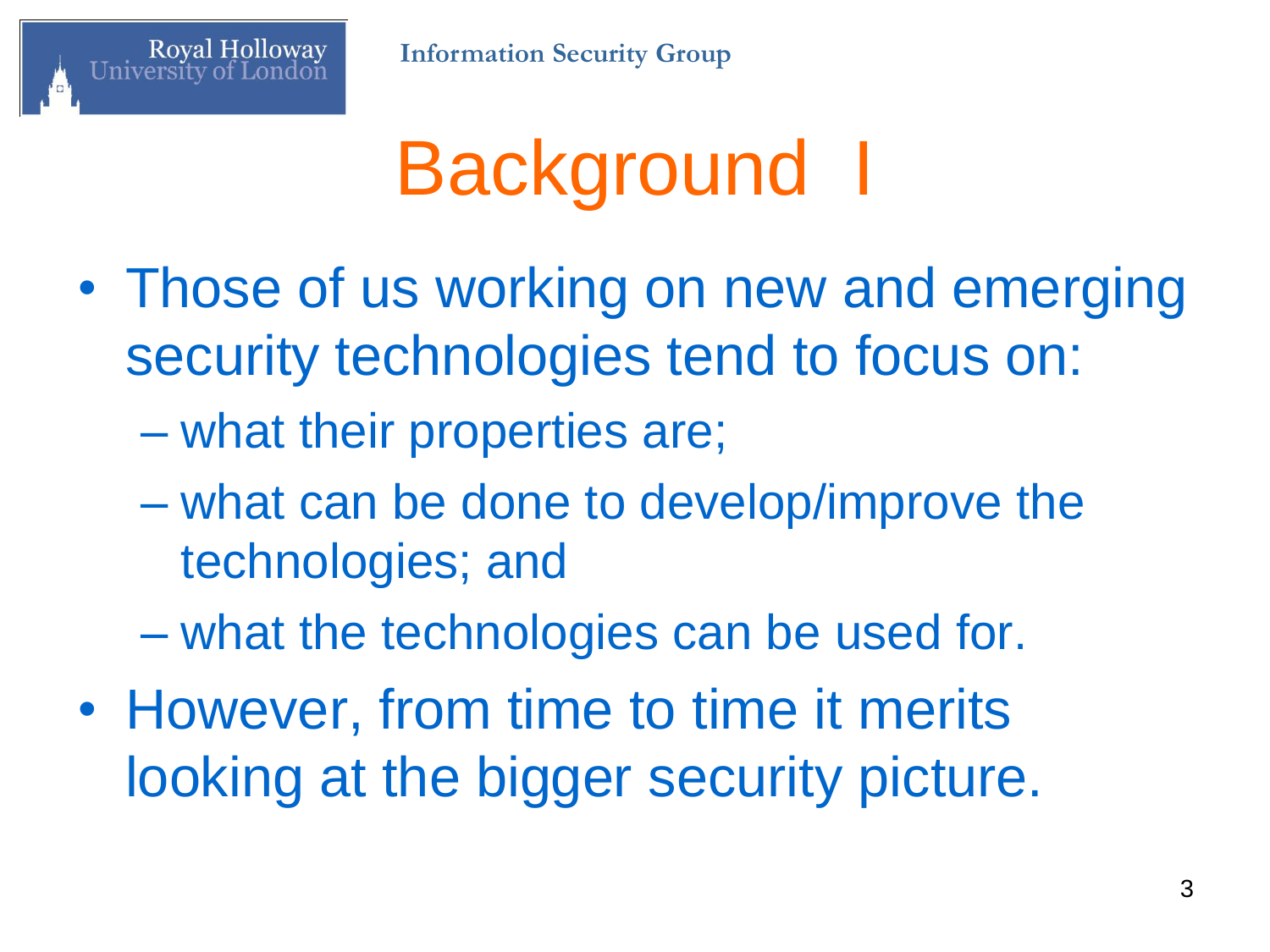# Background I

- Those of us working on new and emerging security technologies tend to focus on:
  - what their properties are;
  - what can be done to develop/improve the technologies; and
  - what the technologies can be used for.
- However, from time to time it merits looking at the bigger security picture.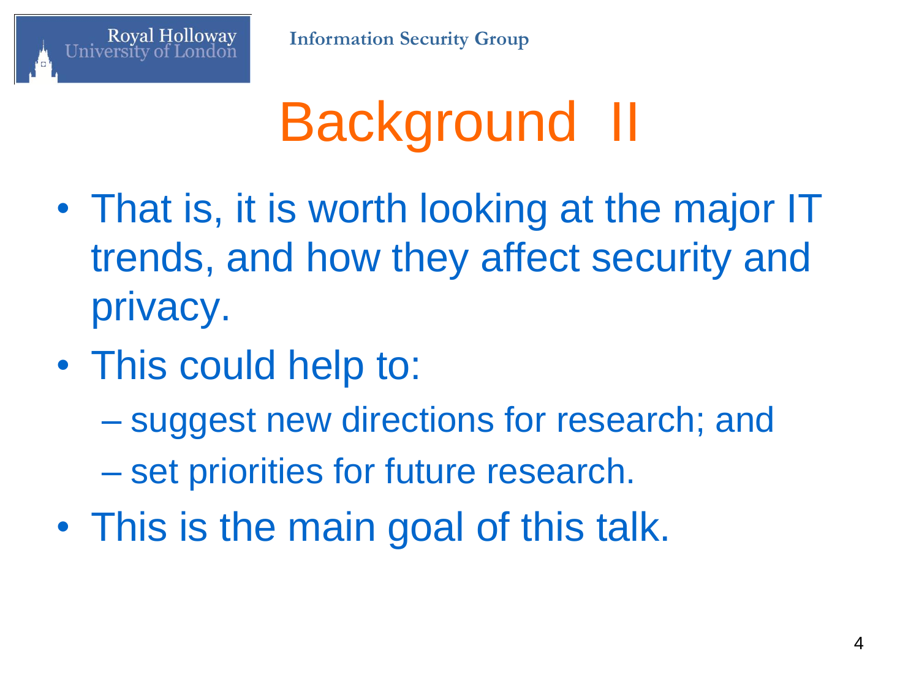# Background II

- That is, it is worth looking at the major IT trends, and how they affect security and privacy.
- This could help to:
  - suggest new directions for research; and
  - set priorities for future research.
- This is the main goal of this talk.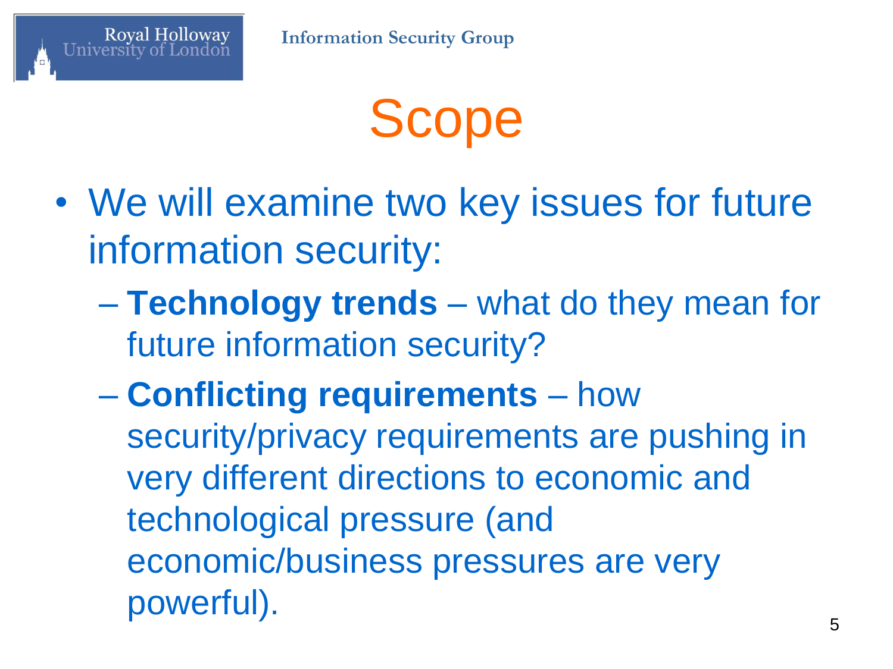# Scope

- We will examine two key issues for future information security:
  - **Technology trends** – what do they mean for future information security?
  - **Conflicting requirements** – how security/privacy requirements are pushing in very different directions to economic and technological pressure (and economic/business pressures are very powerful).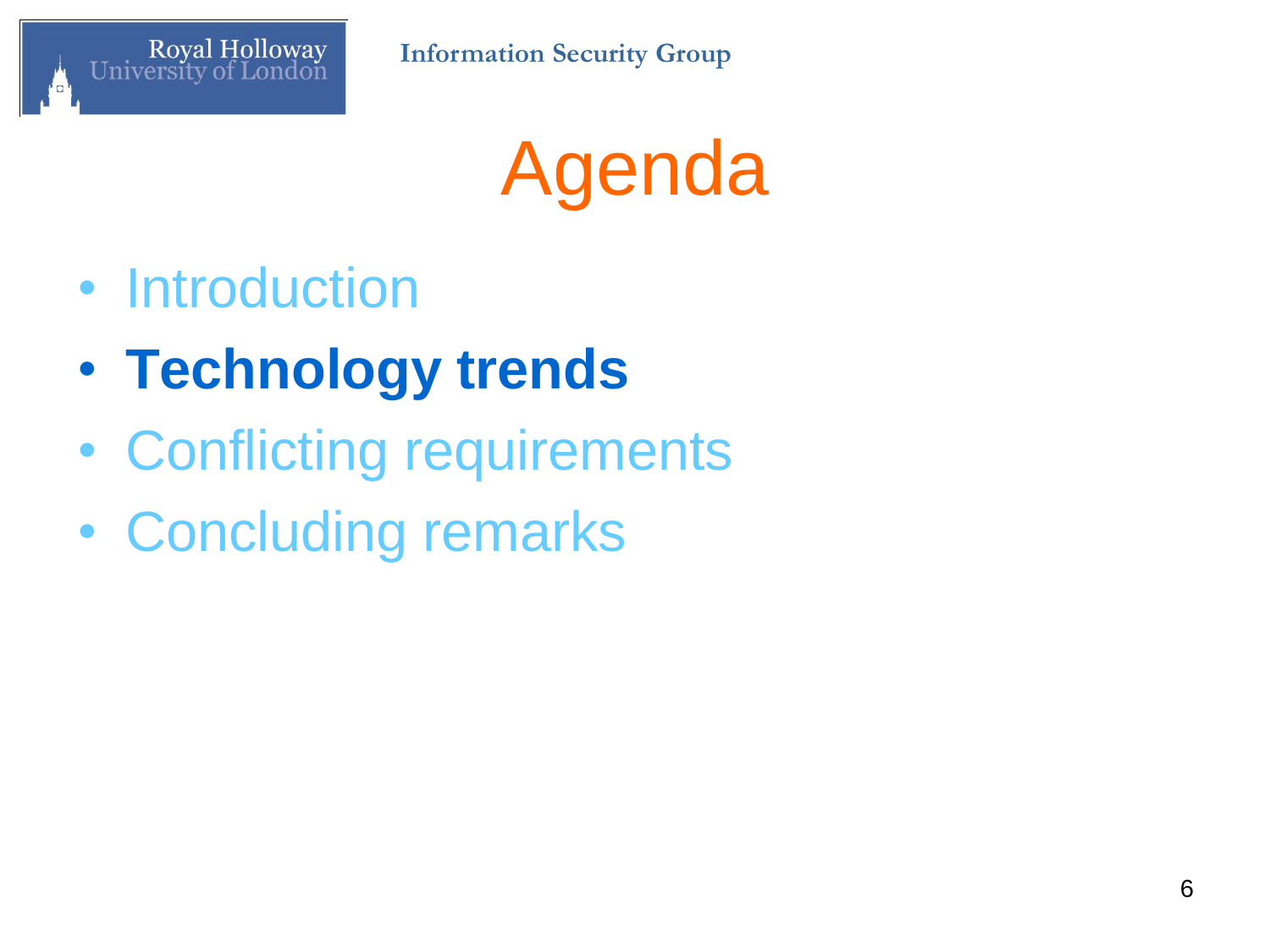# Agenda

- Introduction
- **Technology trends**
- Conflicting requirements
- Concluding remarks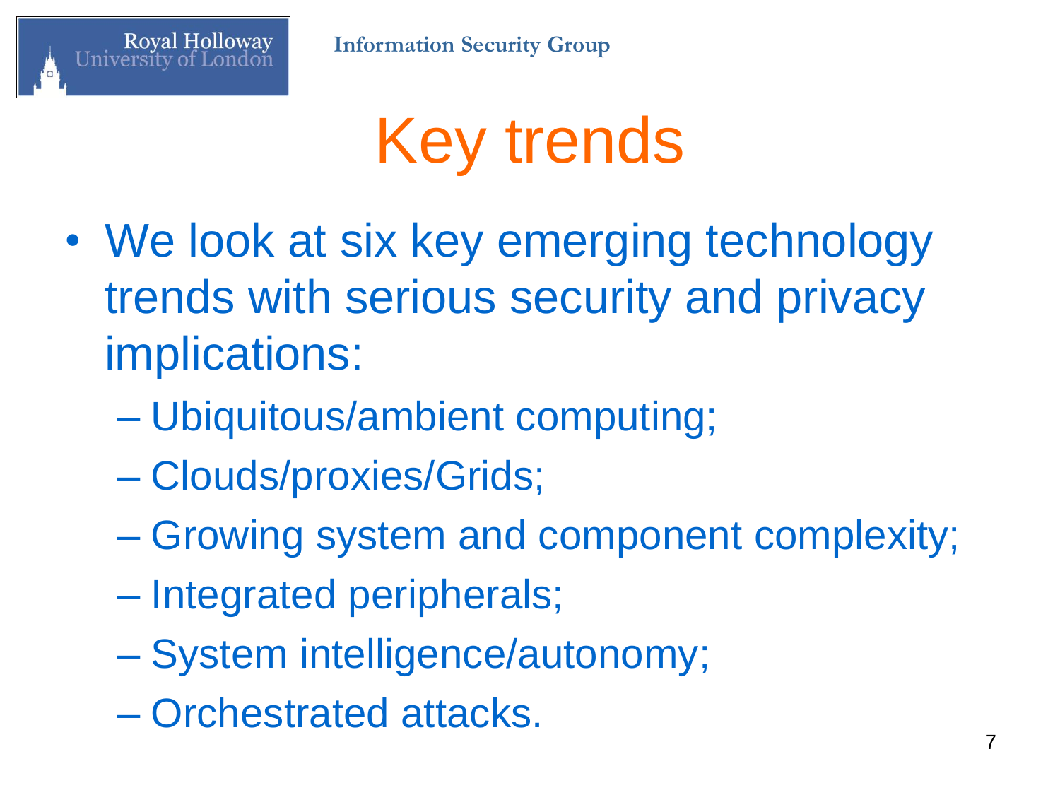# Key trends

- We look at six key emerging technology trends with serious security and privacy implications:
  - Ubiquitous/ambient computing;
  - Clouds/proxies/Grids;
  - Growing system and component complexity;
  - Integrated peripherals;
  - System intelligence/autonomy;
  - Orchestrated attacks.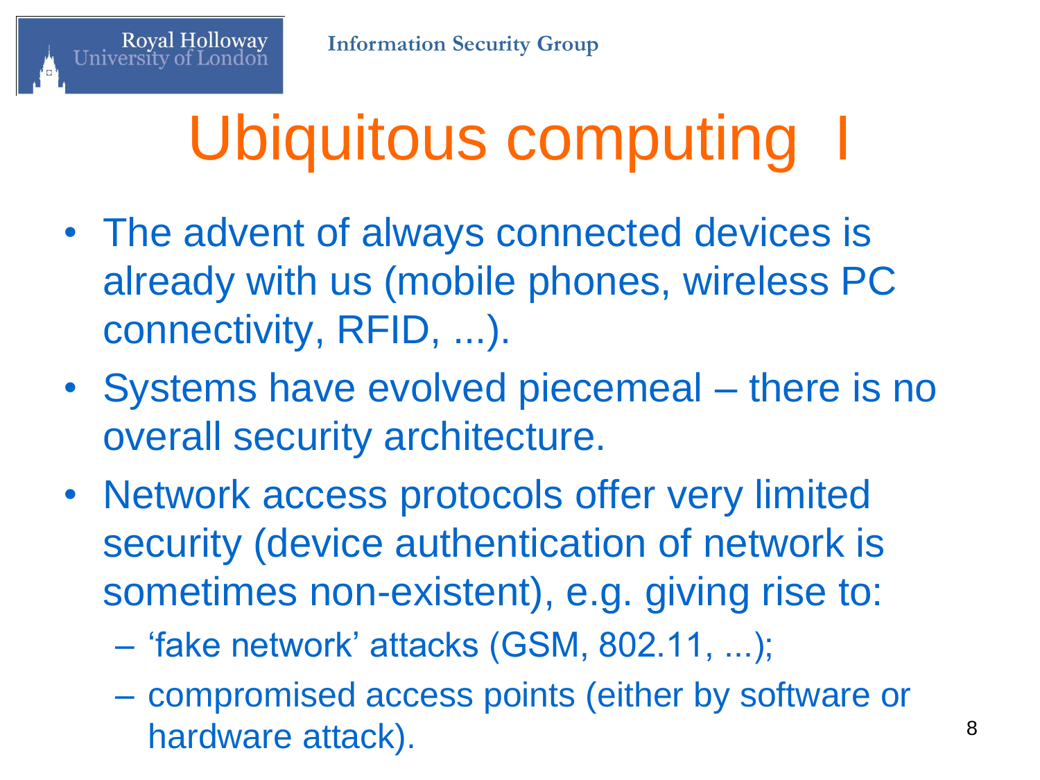# Ubiquitous computing I

- The advent of always connected devices is already with us (mobile phones, wireless PC connectivity, RFID, ...).
- Systems have evolved piecemeal – there is no overall security architecture.
- Network access protocols offer very limited security (device authentication of network is sometimes non-existent), e.g. giving rise to:
  - 'fake network' attacks (GSM, 802.11, ...);
  - compromised access points (either by software or hardware attack).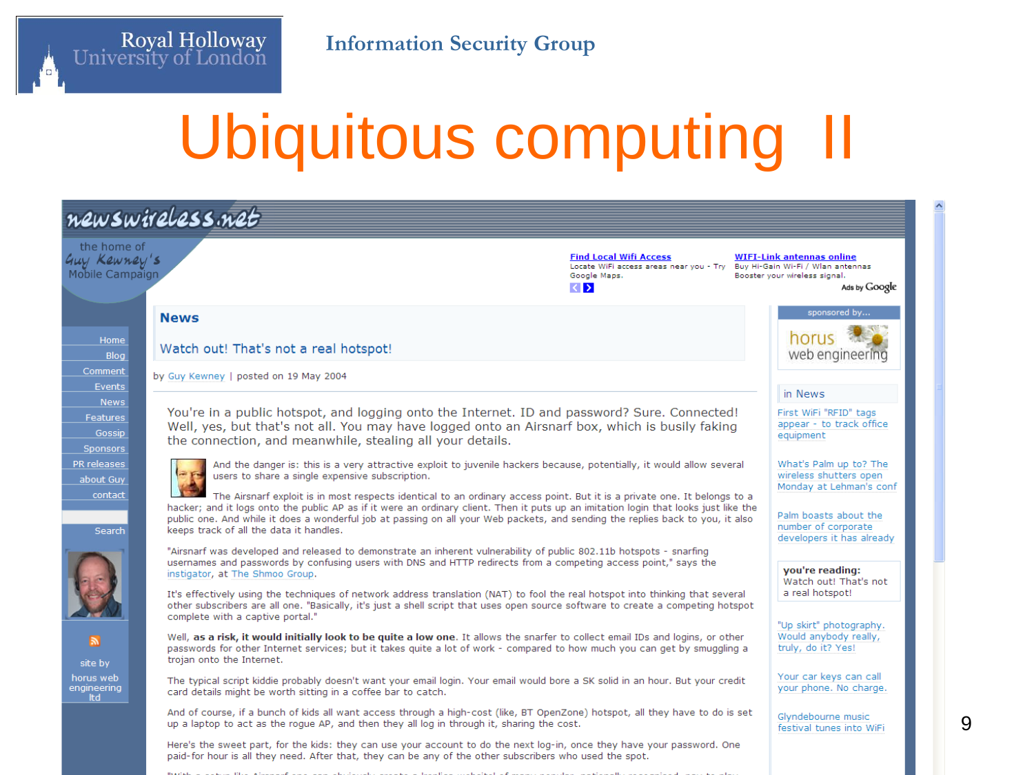# Ubiquitous computing II

newswireless.net

the home of Guy Kewney's Mobile Campaign

Find Local Wifi Access
Locate WiFi access areas near you - Try Google Maps.

WIFI-Link antennas online
Buy Hi-Gain Wi-Fi / Wlan antennas Booster your wireless signal.

Ads by Google

- Home
- Blog
- Comment
- Events
- News
- Features
- Gossip
- Sponsors
- PR releases
- about Guy
- contact

Search

site by horus web engineering ltd

## News

### Watch out! That's not a real hotspot!

by Guy Kewney | posted on 19 May 2004

You're in a public hotspot, and logging onto the Internet. ID and password? Sure. Connected! Well, yes, but that's not all. You may have logged onto an Airsnarf box, which is busily faking the connection, and meanwhile, stealing all your details.

And the danger is: this is a very attractive exploit to juvenile hackers because, potentially, it would allow several users to share a single expensive subscription.

The Airsnarf exploit is in most respects identical to an ordinary access point. But it is a private one. It belongs to a hacker; and it logs onto the public AP as if it were an ordinary client. Then it puts up an imitation login that looks just like the public one. And while it does a wonderful job at passing on all your Web packets, and sending the replies back to you, it also keeps track of all the data it handles.

"Airsnarf was developed and released to demonstrate an inherent vulnerability of public 802.11b hotspots - snarfing usernames and passwords by confusing users with DNS and HTTP redirects from a competing access point," says the instigator, at The Shmoo Group.

It's effectively using the techniques of network address translation (NAT) to fool the real hotspot into thinking that several other subscribers are all one. "Basically, it's just a shell script that uses open source software to create a competing hotspot complete with a captive portal."

Well, **as a risk, it would initially look to be quite a low one**. It allows the snarfer to collect email IDs and logins, or other passwords for other Internet services; but it takes quite a lot of work - compared to how much you can get by smuggling a trojan onto the Internet.

The typical script kiddie probably doesn't want your email login. Your email would bore a SK solid in an hour. But your credit card details might be worth sitting in a coffee bar to catch.

And of course, if a bunch of kids all want access through a high-cost (like, BT OpenZone) hotspot, all they have to do is set up a laptop to act as the rogue AP, and then they all log in through it, sharing the cost.

Here's the sweet part, for the kids: they can use your account to do the next log-in, once they have your password. One paid-for hour is all they need. After that, they can be any of the other subscribers who used the spot.

sponsored by...

horus web engineering

in News

First WiFi "RFID" tags appear - to track office equipment

What's Palm up to? The wireless shutters open Monday at Lehman's conf

Palm boasts about the number of corporate developers it has already

**you're reading:**
Watch out! That's not a real hotspot!

"Up skirt" photography. Would anybody really, truly, do it? Yes!

Your car keys can call your phone. No charge.

Glyndebourne music festival tunes into WiFi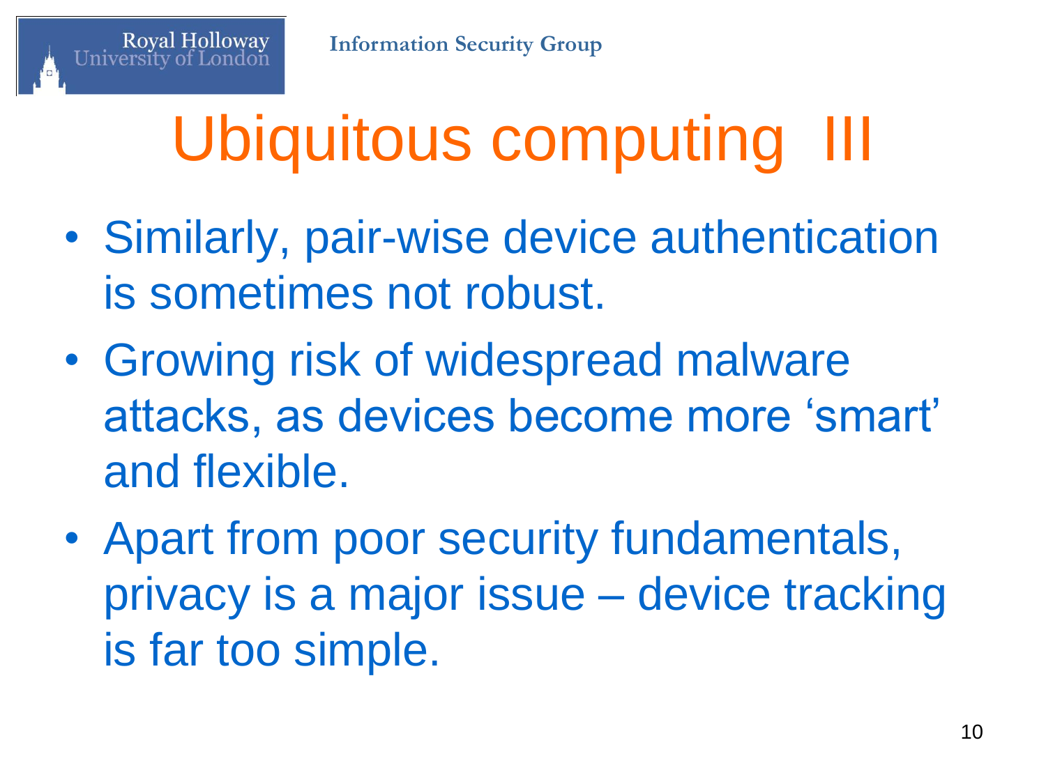# Ubiquitous computing III

- Similarly, pair-wise device authentication is sometimes not robust.
- Growing risk of widespread malware attacks, as devices become more 'smart' and flexible.
- Apart from poor security fundamentals, privacy is a major issue – device tracking is far too simple.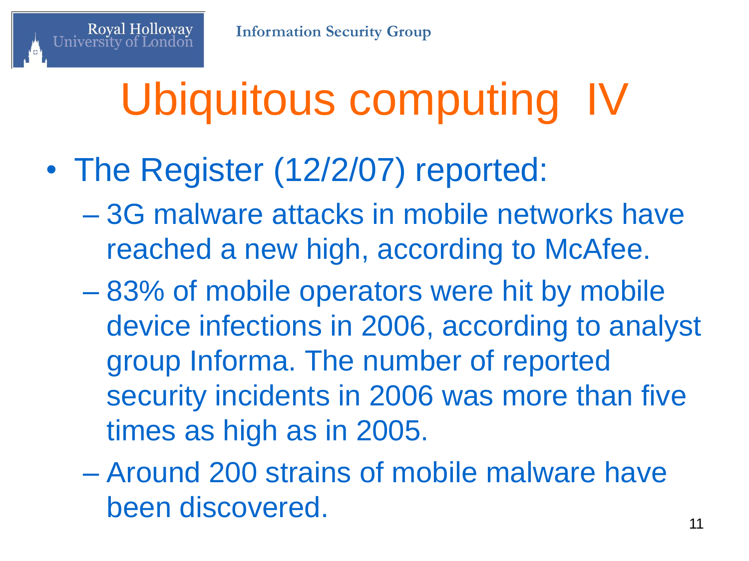# Ubiquitous computing IV

- The Register (12/2/07) reported:
  - 3G malware attacks in mobile networks have reached a new high, according to McAfee.
  - 83% of mobile operators were hit by mobile device infections in 2006, according to analyst group Informa. The number of reported security incidents in 2006 was more than five times as high as in 2005.
  - Around 200 strains of mobile malware have been discovered.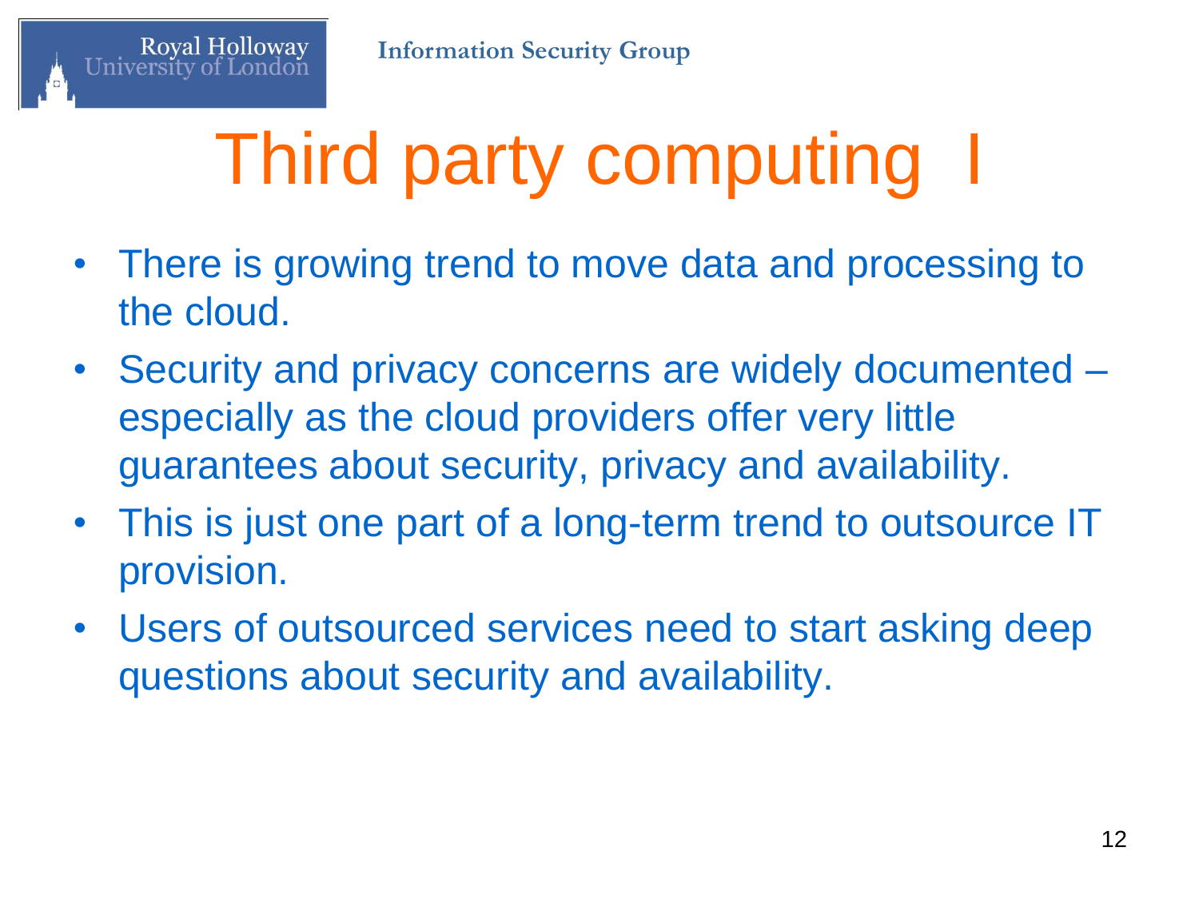# Third party computing I

- There is growing trend to move data and processing to the cloud.
- Security and privacy concerns are widely documented – especially as the cloud providers offer very little guarantees about security, privacy and availability.
- This is just one part of a long-term trend to outsource IT provision.
- Users of outsourced services need to start asking deep questions about security and availability.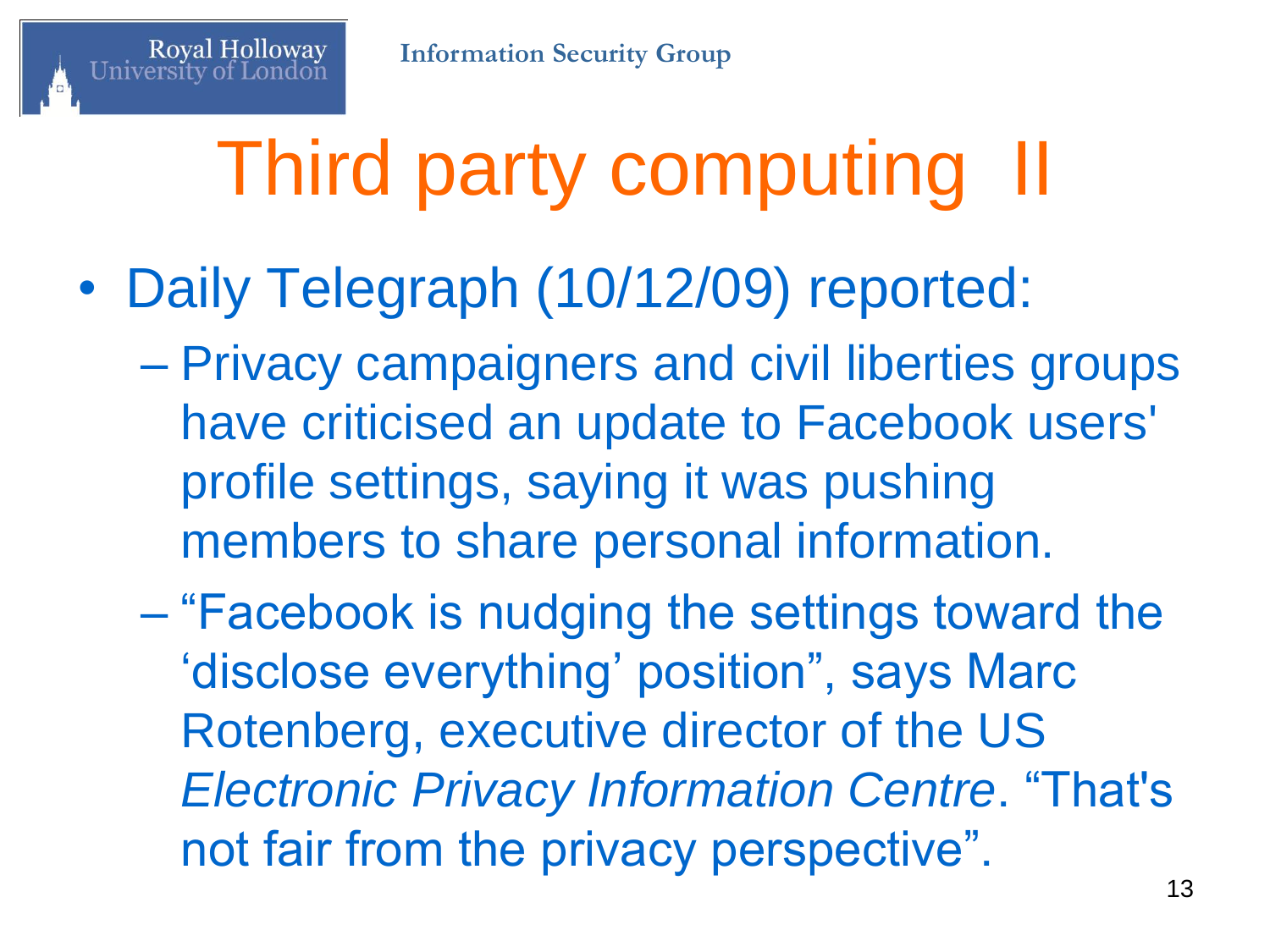# Third party computing II

- Daily Telegraph (10/12/09) reported:
  - Privacy campaigners and civil liberties groups have criticised an update to Facebook users' profile settings, saying it was pushing members to share personal information.
  - "Facebook is nudging the settings toward the 'disclose everything' position", says Marc Rotenberg, executive director of the US *Electronic Privacy Information Centre*. "That's not fair from the privacy perspective".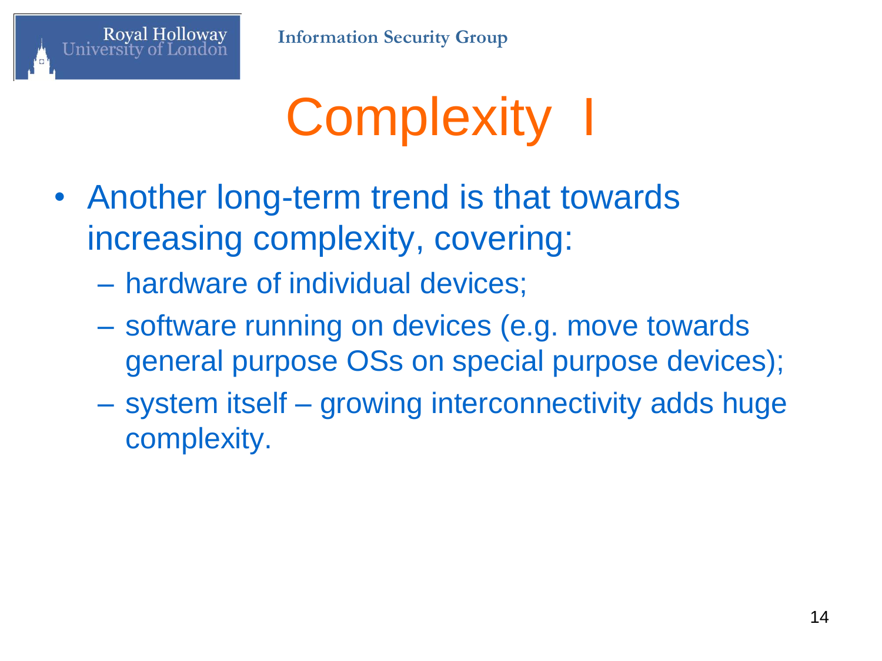# Complexity I

- Another long-term trend is that towards increasing complexity, covering:
  - hardware of individual devices;
  - software running on devices (e.g. move towards general purpose OSs on special purpose devices);
  - system itself – growing interconnectivity adds huge complexity.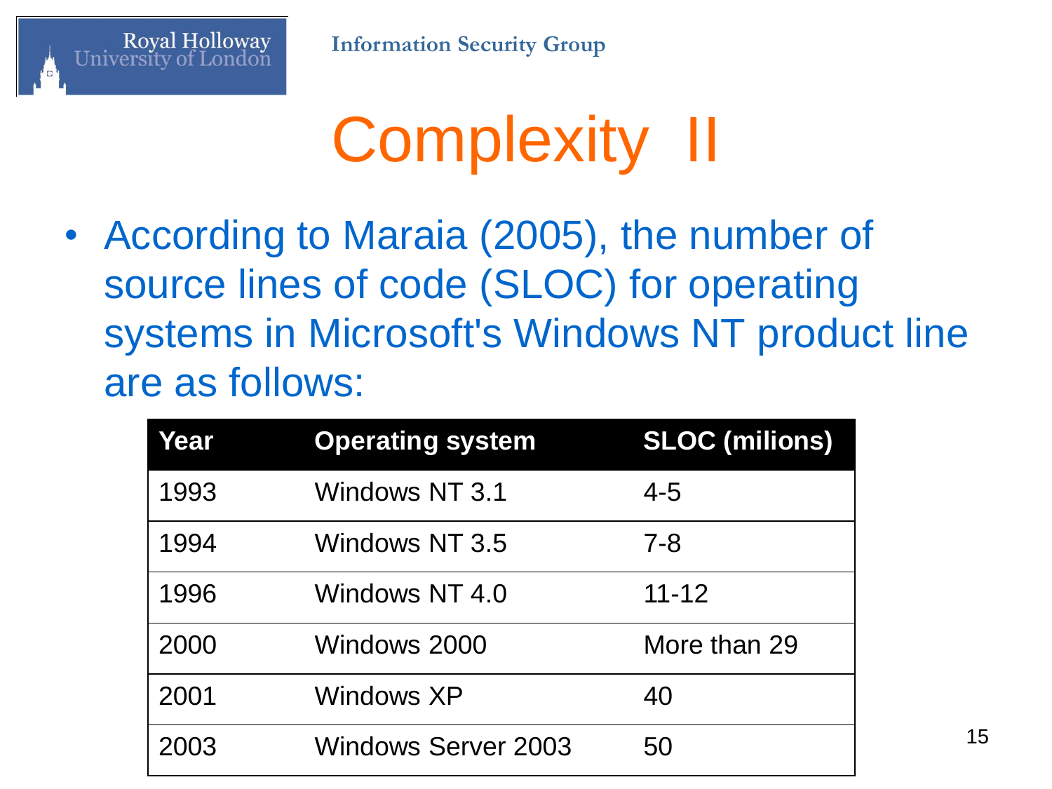# Complexity II

- According to Maraia (2005), the number of source lines of code (SLOC) for operating systems in Microsoft's Windows NT product line are as follows:

| Year | Operating system | SLOC (milions) |
|---|---|---|
| 1993 | Windows NT 3.1 | 4-5 |
| 1994 | Windows NT 3.5 | 7-8 |
| 1996 | Windows NT 4.0 | 11-12 |
| 2000 | Windows 2000 | More than 29 |
| 2001 | Windows XP | 40 |
| 2003 | Windows Server 2003 | 50 |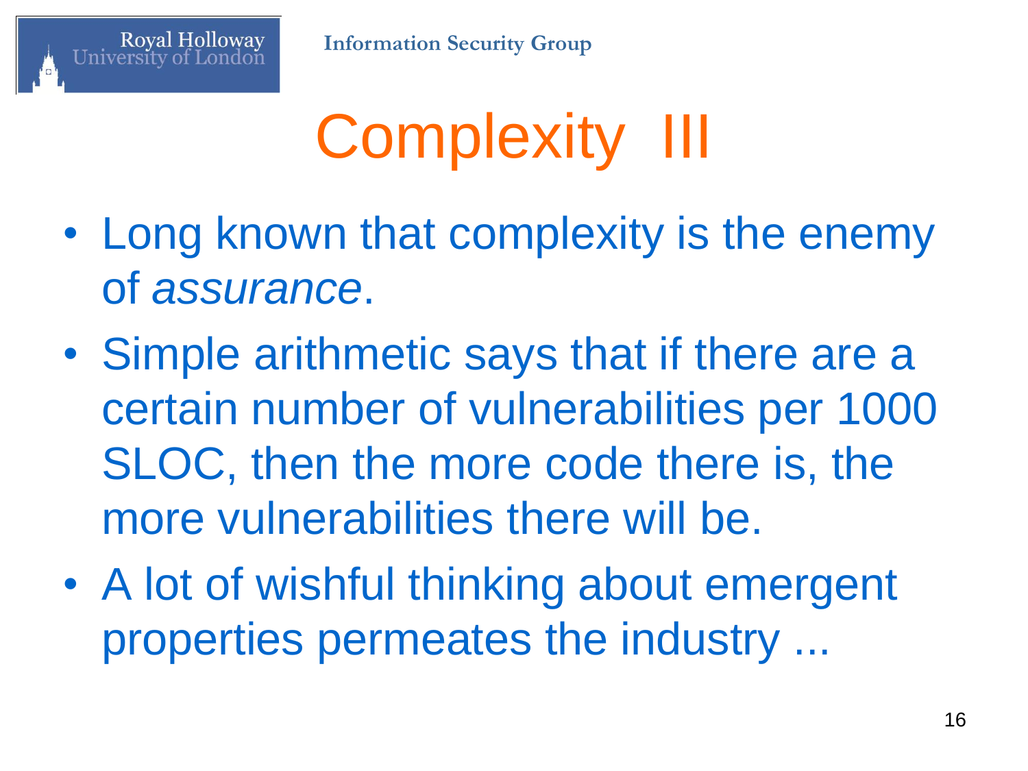# Complexity III

- Long known that complexity is the enemy of *assurance*.
- Simple arithmetic says that if there are a certain number of vulnerabilities per 1000 SLOC, then the more code there is, the more vulnerabilities there will be.
- A lot of wishful thinking about emergent properties permeates the industry ...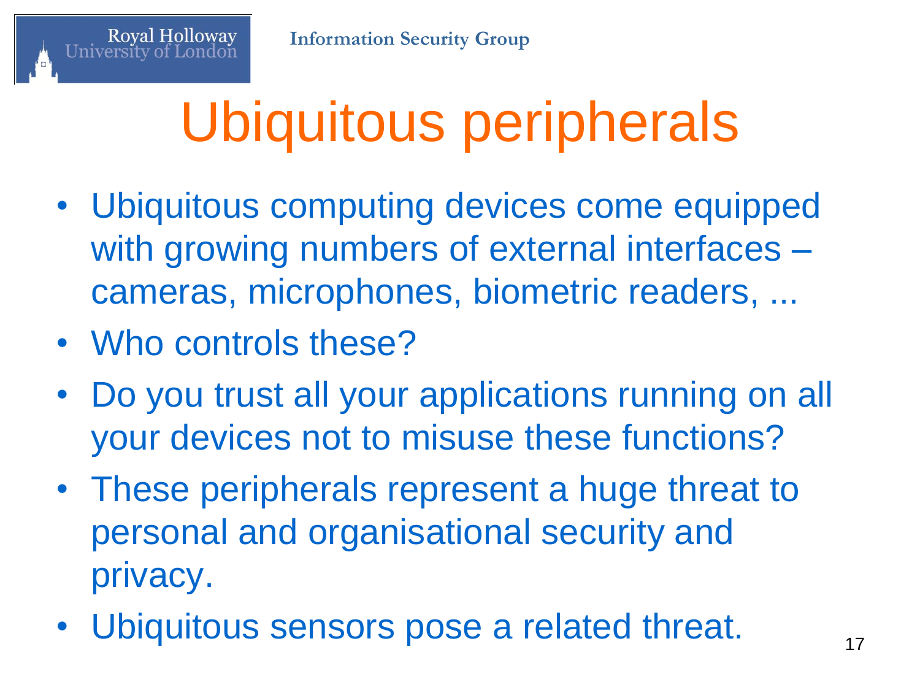# Ubiquitous peripherals

- Ubiquitous computing devices come equipped with growing numbers of external interfaces – cameras, microphones, biometric readers, ...
- Who controls these?
- Do you trust all your applications running on all your devices not to misuse these functions?
- These peripherals represent a huge threat to personal and organisational security and privacy.
- Ubiquitous sensors pose a related threat.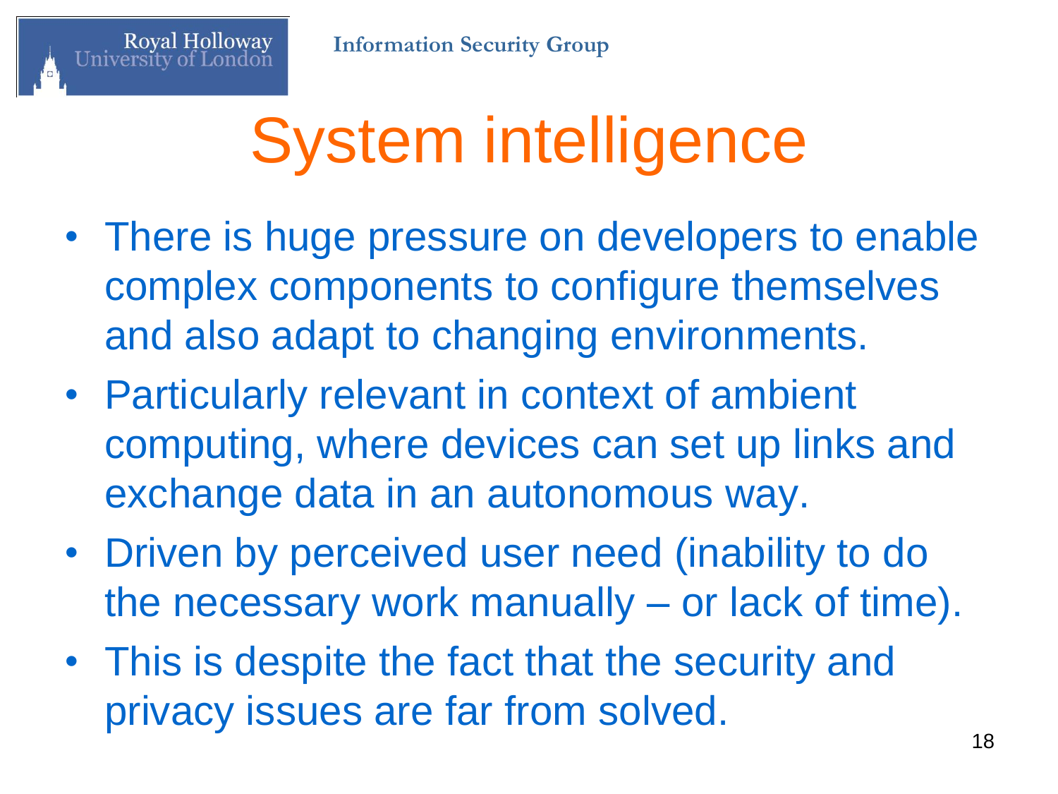# System intelligence

- There is huge pressure on developers to enable complex components to configure themselves and also adapt to changing environments.
- Particularly relevant in context of ambient computing, where devices can set up links and exchange data in an autonomous way.
- Driven by perceived user need (inability to do the necessary work manually – or lack of time).
- This is despite the fact that the security and privacy issues are far from solved.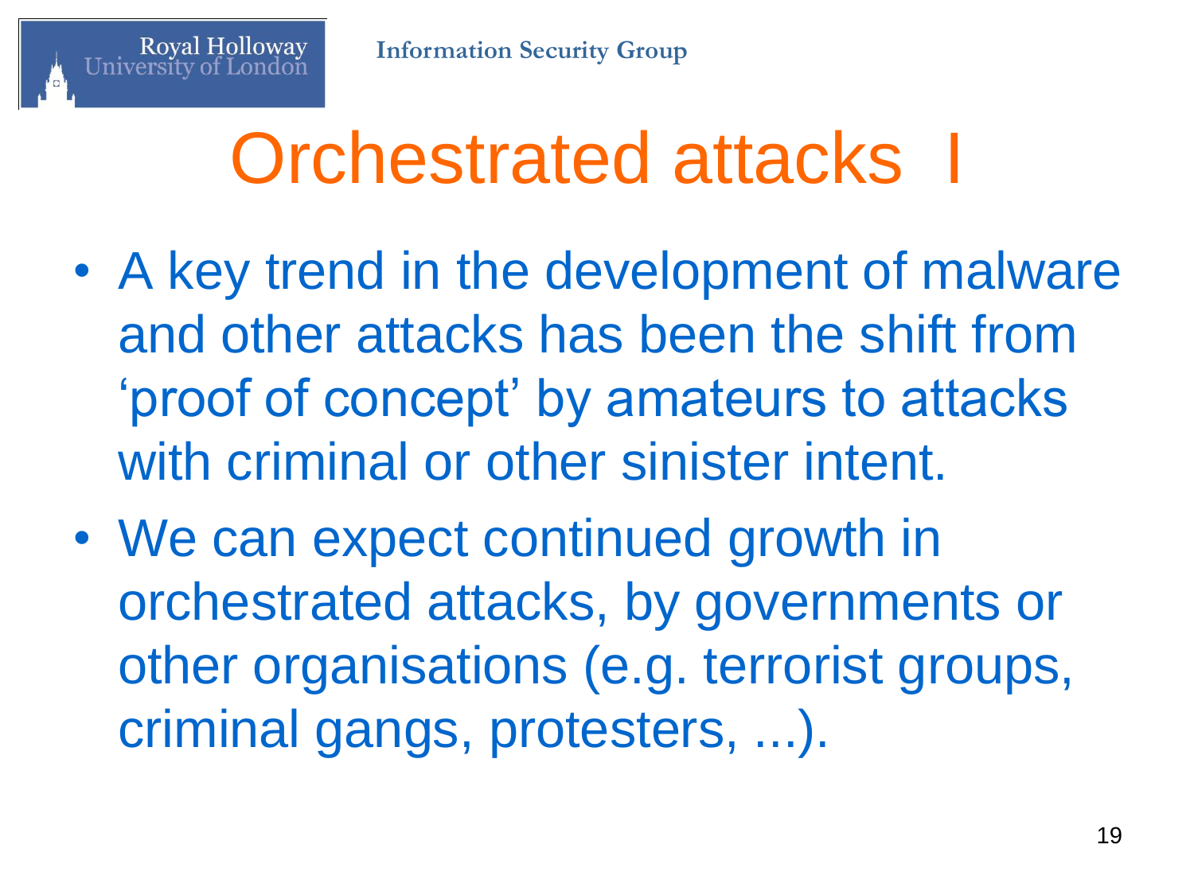# Orchestrated attacks I

- A key trend in the development of malware and other attacks has been the shift from 'proof of concept' by amateurs to attacks with criminal or other sinister intent.
- We can expect continued growth in orchestrated attacks, by governments or other organisations (e.g. terrorist groups, criminal gangs, protesters, ...).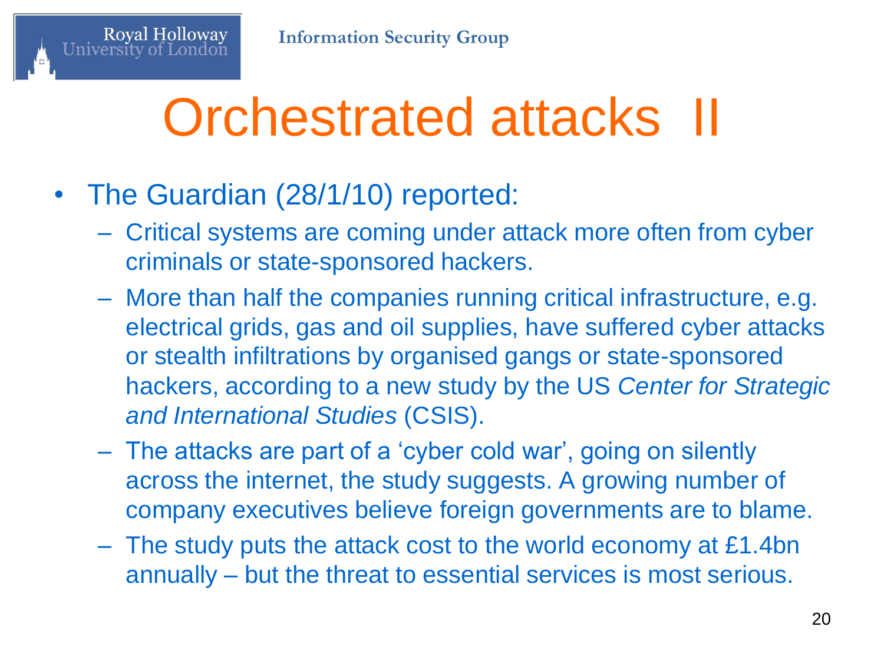# Orchestrated attacks II

- The Guardian (28/1/10) reported:
  - Critical systems are coming under attack more often from cyber criminals or state-sponsored hackers.
  - More than half the companies running critical infrastructure, e.g. electrical grids, gas and oil supplies, have suffered cyber attacks or stealth infiltrations by organised gangs or state-sponsored hackers, according to a new study by the US *Center for Strategic and International Studies* (CSIS).
  - The attacks are part of a ‘cyber cold war’, going on silently across the internet, the study suggests. A growing number of company executives believe foreign governments are to blame.
  - The study puts the attack cost to the world economy at £1.4bn annually – but the threat to essential services is most serious.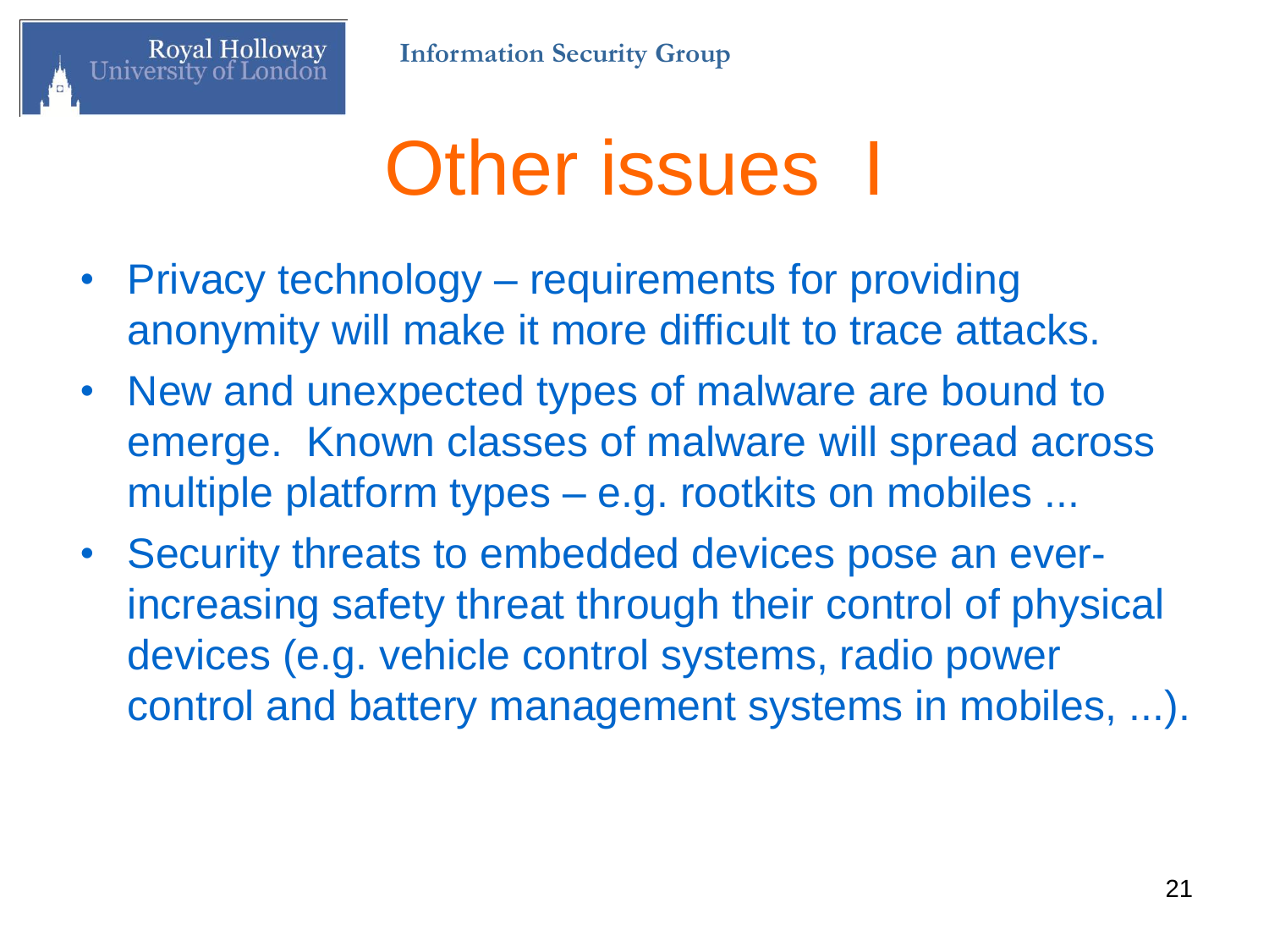# Other issues I

- Privacy technology – requirements for providing anonymity will make it more difficult to trace attacks.
- New and unexpected types of malware are bound to emerge. Known classes of malware will spread across multiple platform types – e.g. rootkits on mobiles ...
- Security threats to embedded devices pose an ever-increasing safety threat through their control of physical devices (e.g. vehicle control systems, radio power control and battery management systems in mobiles, ...).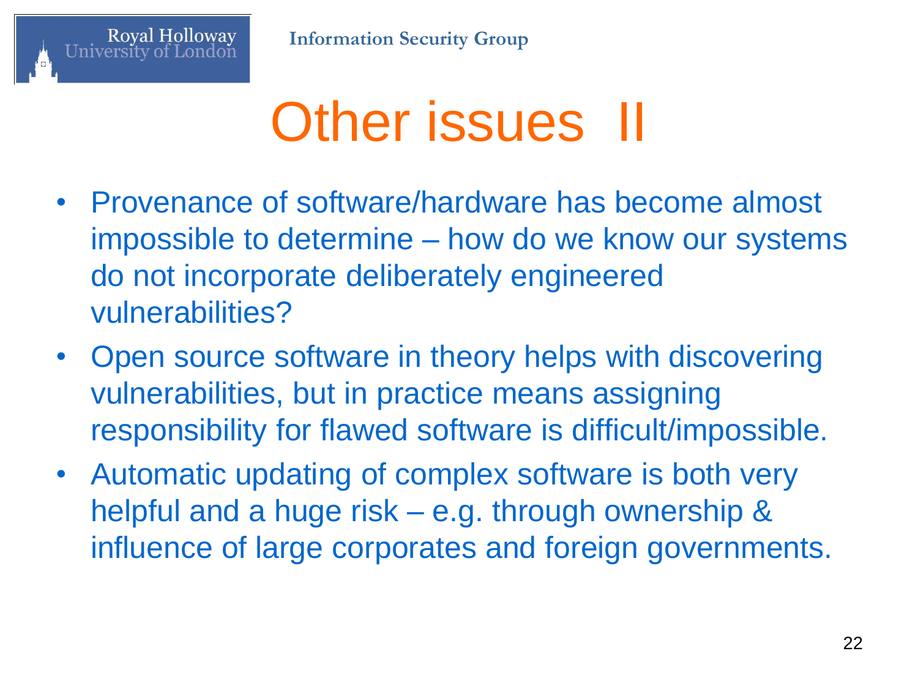# Other issues II

- Provenance of software/hardware has become almost impossible to determine – how do we know our systems do not incorporate deliberately engineered vulnerabilities?
- Open source software in theory helps with discovering vulnerabilities, but in practice means assigning responsibility for flawed software is difficult/impossible.
- Automatic updating of complex software is both very helpful and a huge risk – e.g. through ownership & influence of large corporates and foreign governments.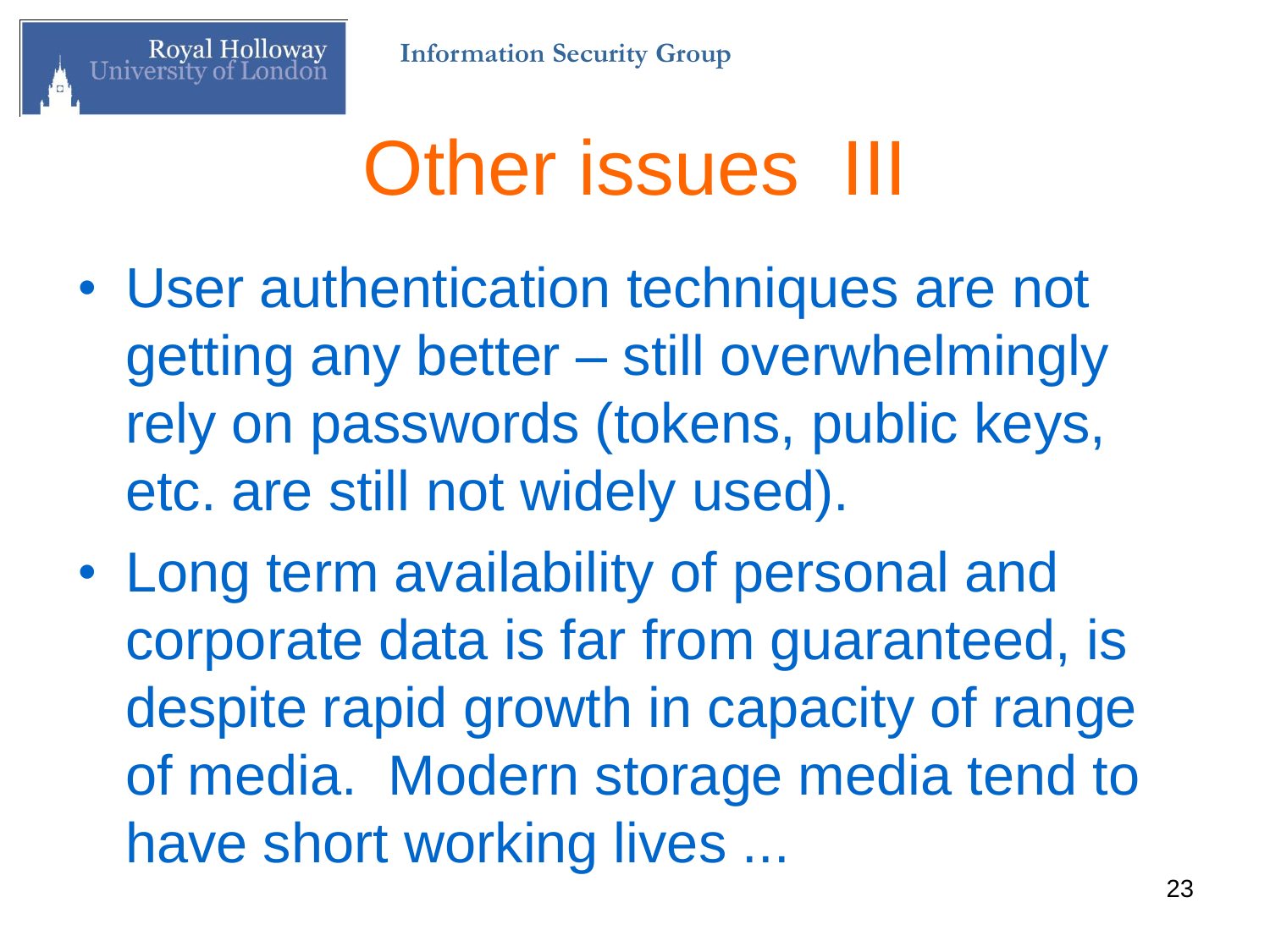# Other issues III

- User authentication techniques are not getting any better – still overwhelmingly rely on passwords (tokens, public keys, etc. are still not widely used).
- Long term availability of personal and corporate data is far from guaranteed, is despite rapid growth in capacity of range of media. Modern storage media tend to have short working lives ...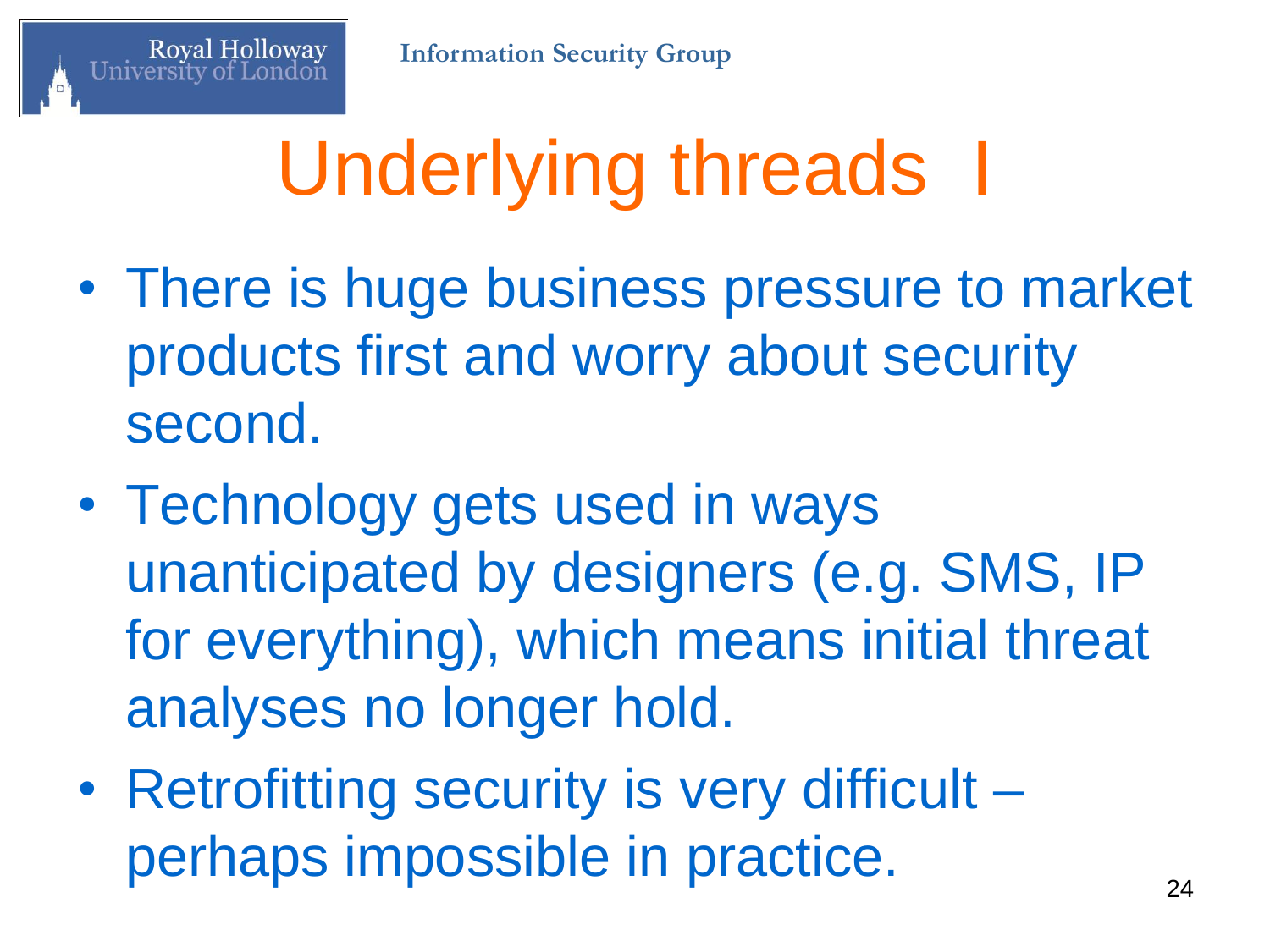# Underlying threads I

- There is huge business pressure to market products first and worry about security second.
- Technology gets used in ways unanticipated by designers (e.g. SMS, IP for everything), which means initial threat analyses no longer hold.
- Retrofitting security is very difficult – perhaps impossible in practice.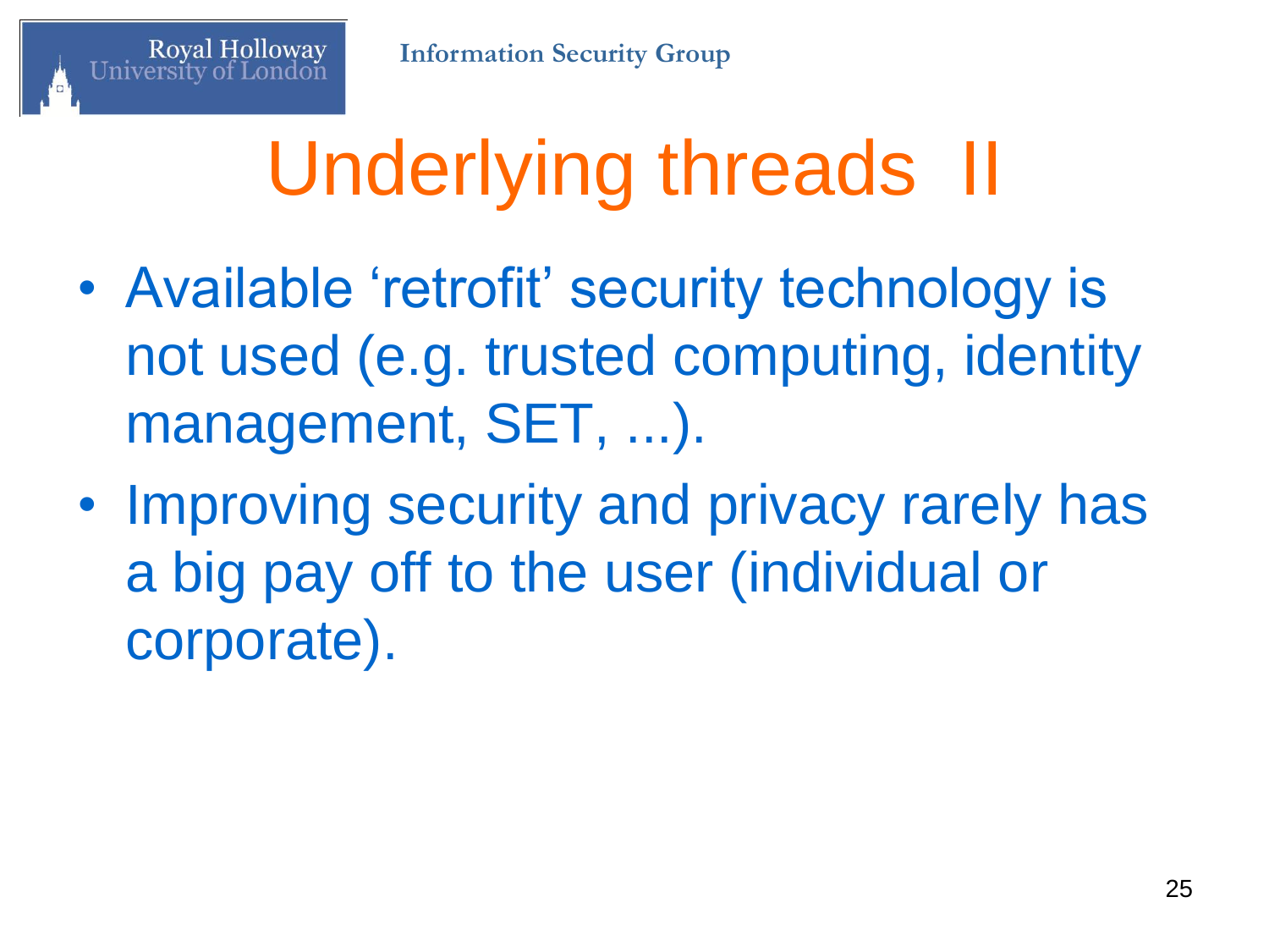# Underlying threads II

- Available ‘retrofit’ security technology is not used (e.g. trusted computing, identity management, SET, ...).
- Improving security and privacy rarely has a big pay off to the user (individual or corporate).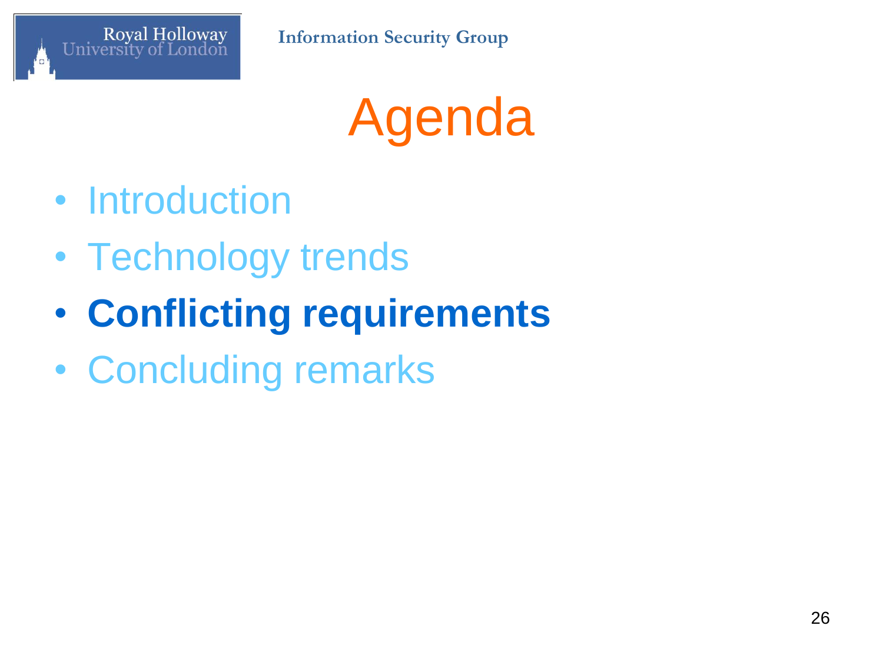# Agenda

- Introduction
- Technology trends
- **Conflicting requirements**
- Concluding remarks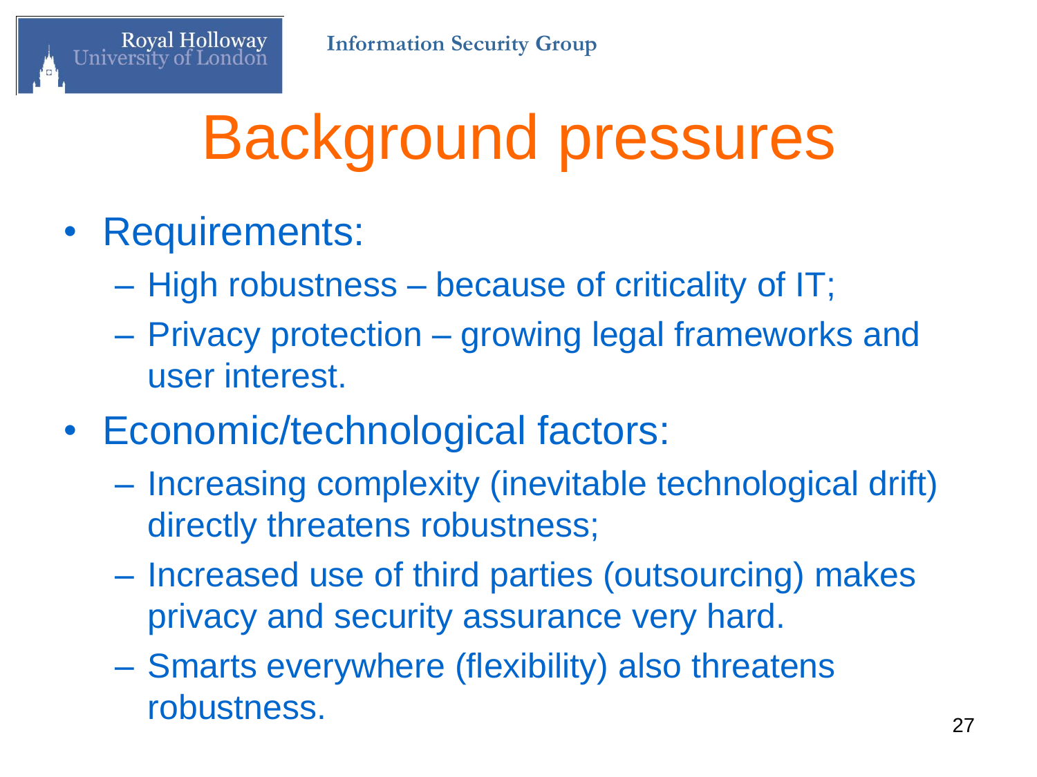# Background pressures

- Requirements:
  - High robustness – because of criticality of IT;
  - Privacy protection – growing legal frameworks and user interest.
- Economic/technological factors:
  - Increasing complexity (inevitable technological drift) directly threatens robustness;
  - Increased use of third parties (outsourcing) makes privacy and security assurance very hard.
  - Smarts everywhere (flexibility) also threatens robustness.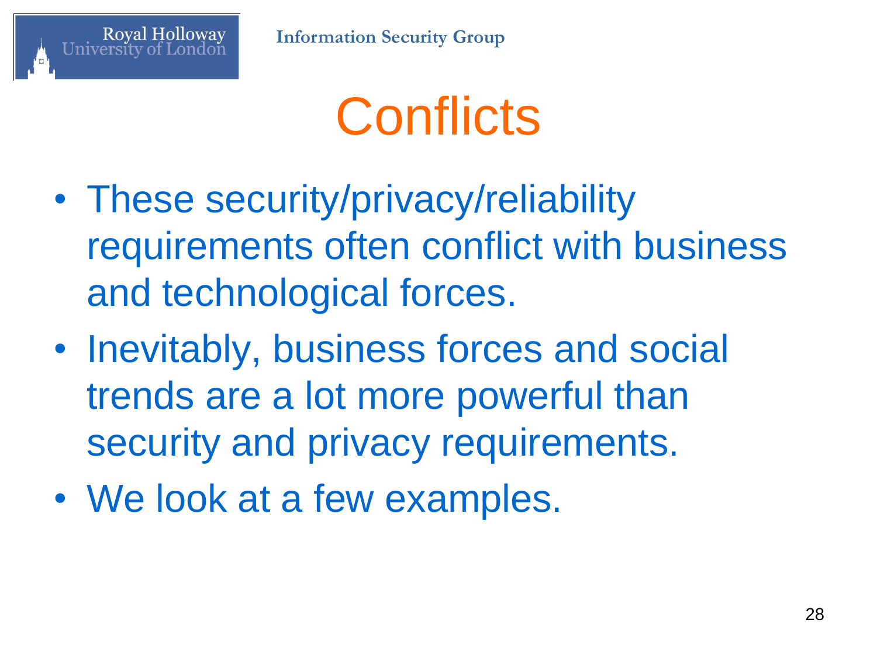# Conflicts

- These security/privacy/reliability requirements often conflict with business and technological forces.
- Inevitably, business forces and social trends are a lot more powerful than security and privacy requirements.
- We look at a few examples.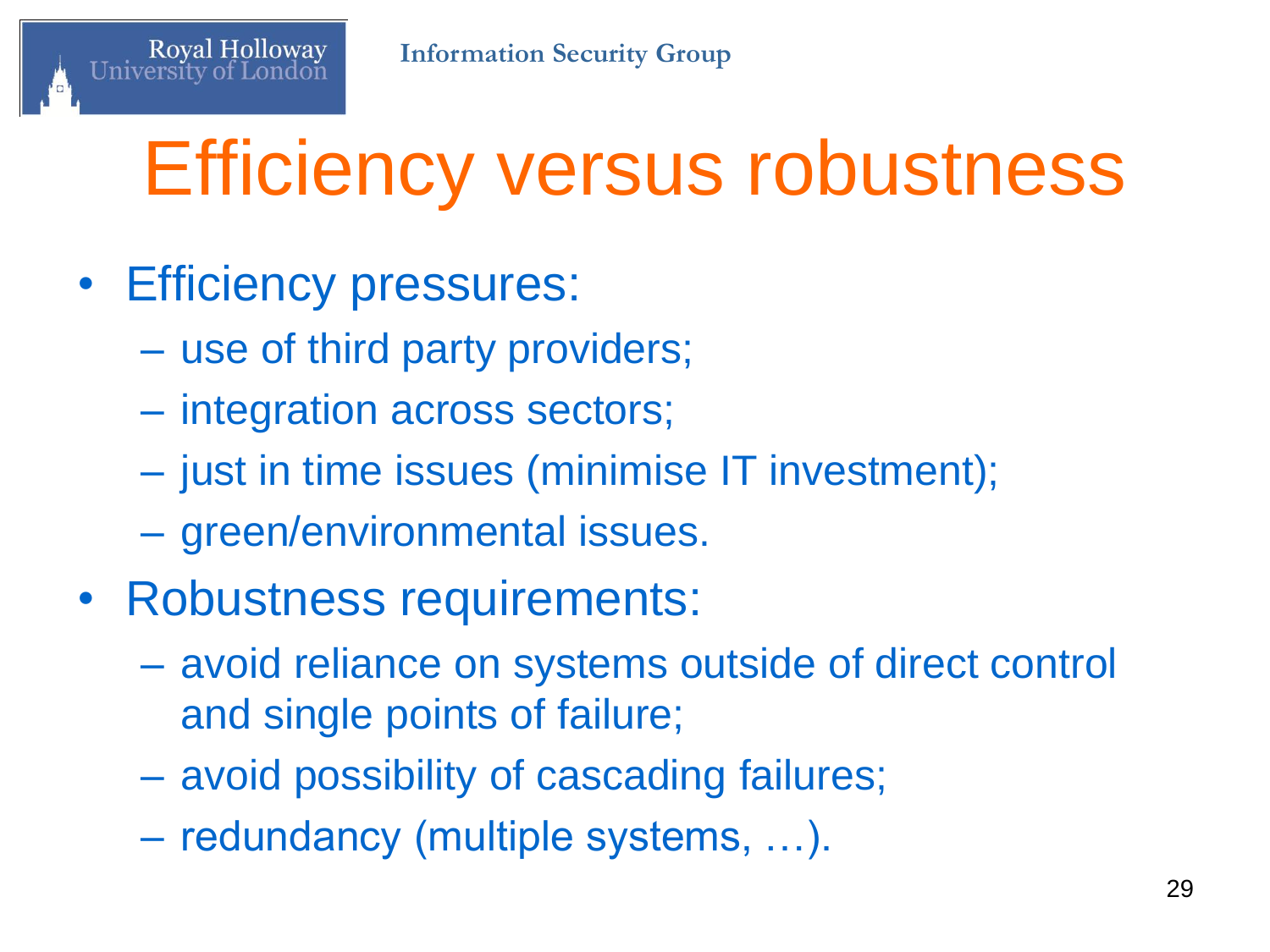# Efficiency versus robustness

- Efficiency pressures:
  - use of third party providers;
  - integration across sectors;
  - just in time issues (minimise IT investment);
  - green/environmental issues.
- Robustness requirements:
  - avoid reliance on systems outside of direct control and single points of failure;
  - avoid possibility of cascading failures;
  - redundancy (multiple systems, …).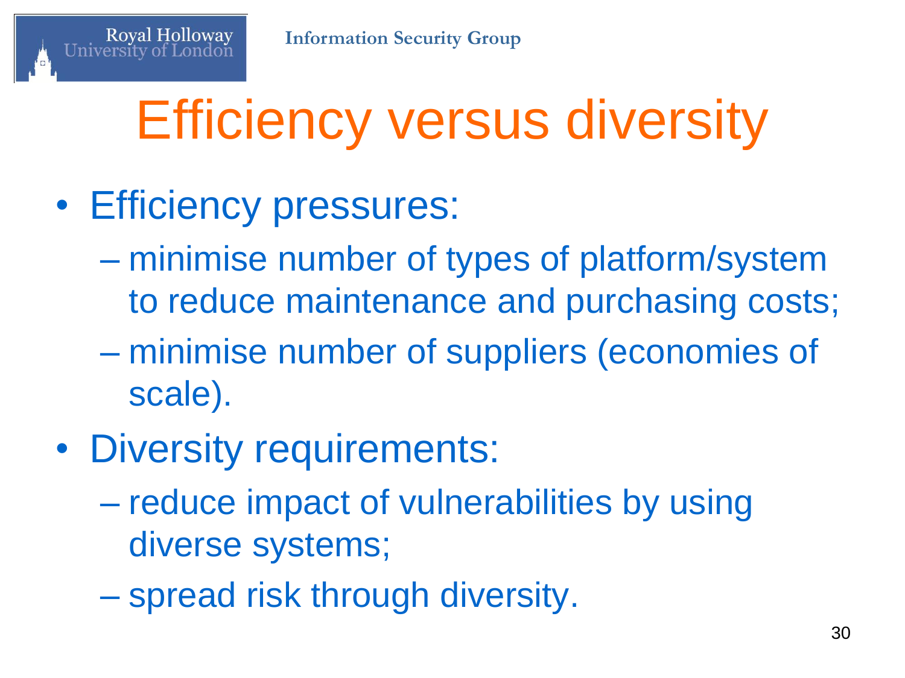# Efficiency versus diversity

- Efficiency pressures:
  - minimise number of types of platform/system to reduce maintenance and purchasing costs;
  - minimise number of suppliers (economies of scale).
- Diversity requirements:
  - reduce impact of vulnerabilities by using diverse systems;
  - spread risk through diversity.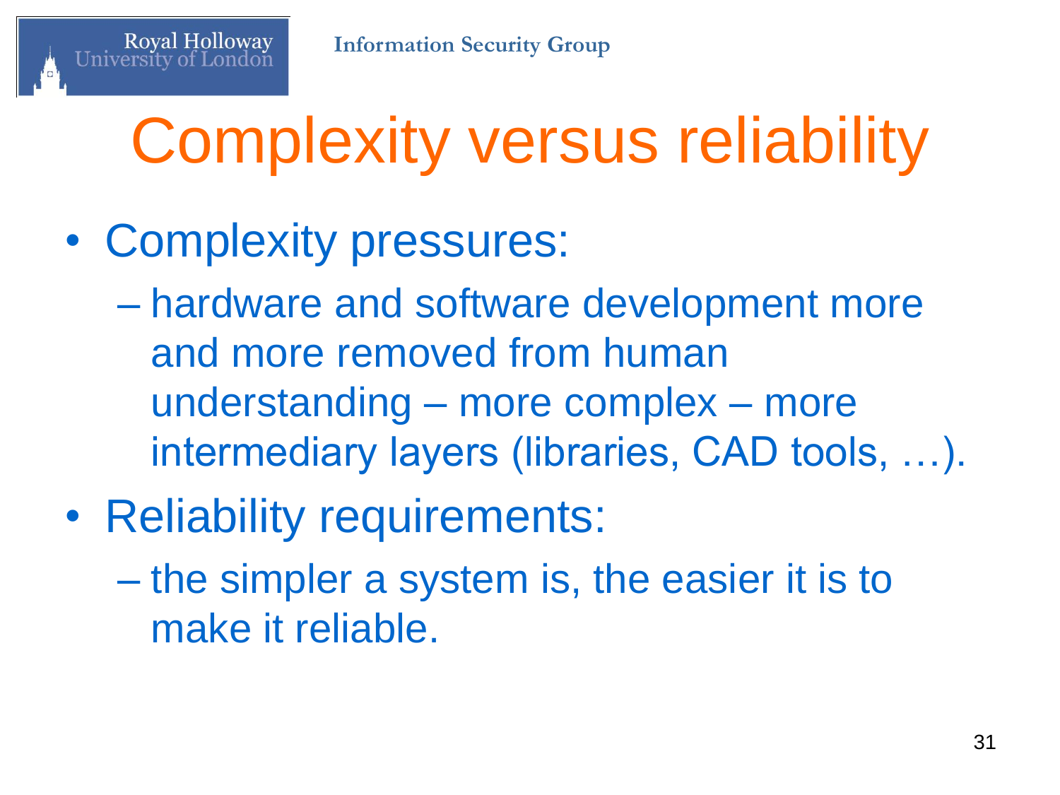# Complexity versus reliability

- Complexity pressures:
  - hardware and software development more and more removed from human understanding – more complex – more intermediary layers (libraries, CAD tools, …).
- Reliability requirements:
  - the simpler a system is, the easier it is to make it reliable.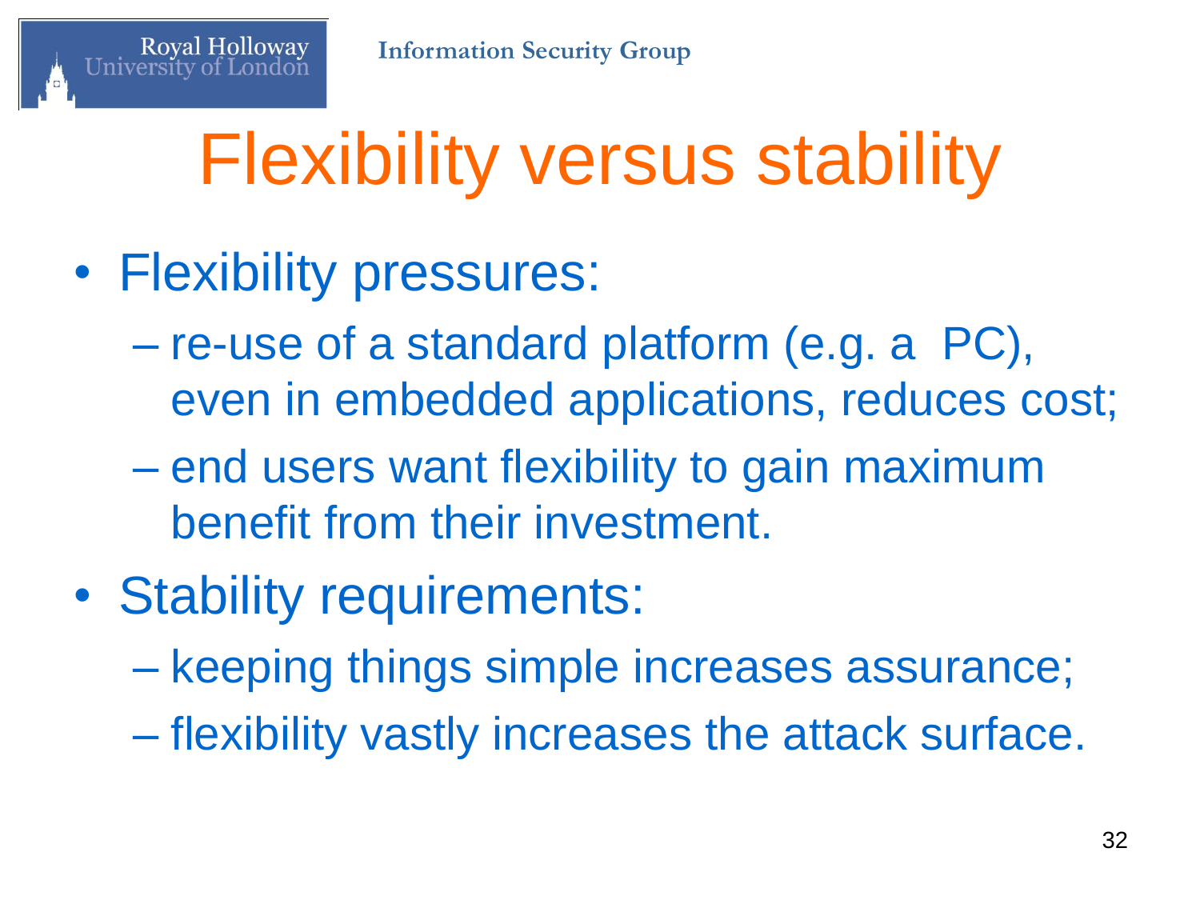# Flexibility versus stability

- Flexibility pressures:
  - re-use of a standard platform (e.g. a  PC), even in embedded applications, reduces cost;
  - end users want flexibility to gain maximum benefit from their investment.
- Stability requirements:
  - keeping things simple increases assurance;
  - flexibility vastly increases the attack surface.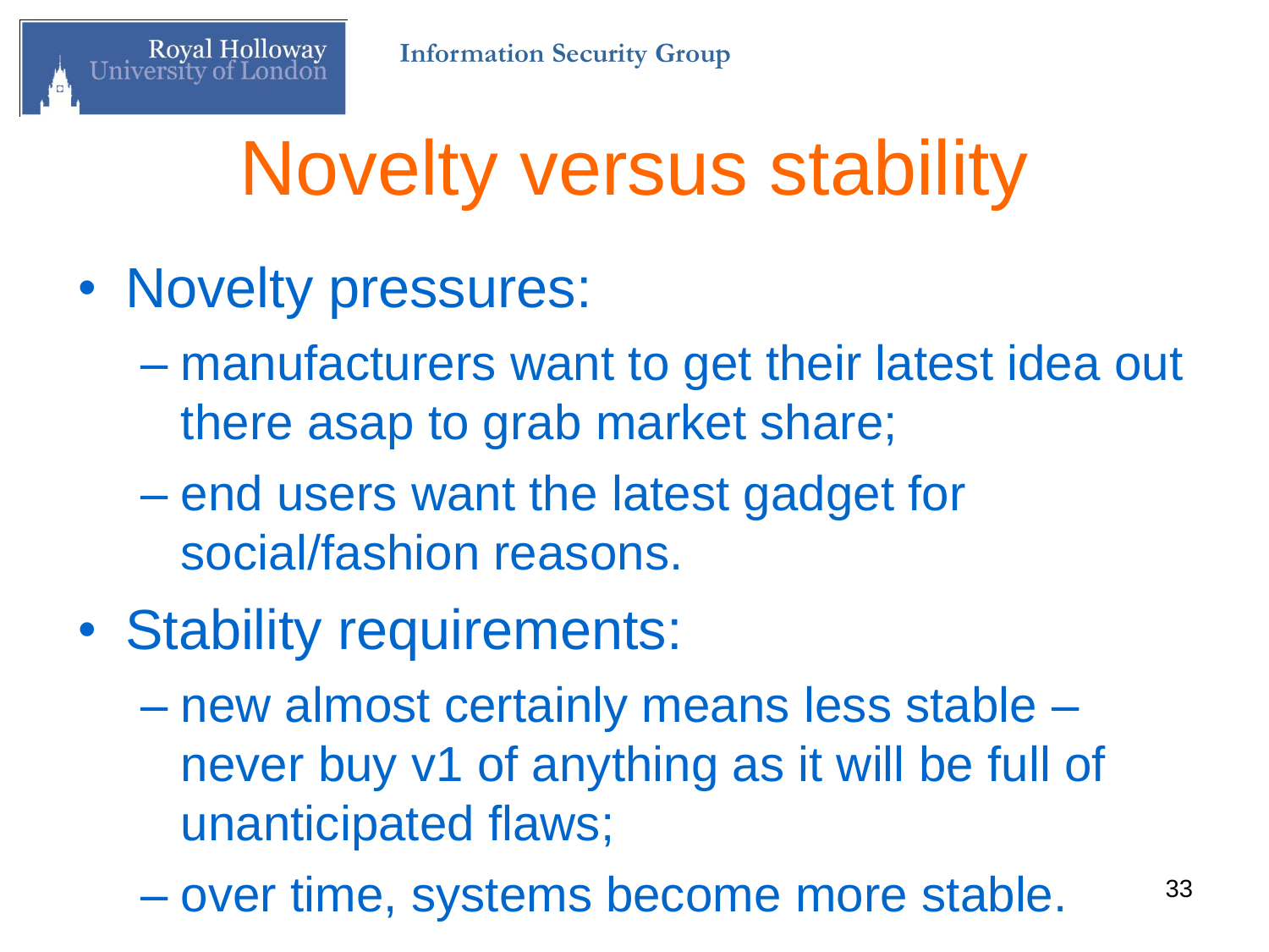# Novelty versus stability

- Novelty pressures:
  - manufacturers want to get their latest idea out there asap to grab market share;
  - end users want the latest gadget for social/fashion reasons.
- Stability requirements:
  - new almost certainly means less stable – never buy v1 of anything as it will be full of unanticipated flaws;
  - over time, systems become more stable.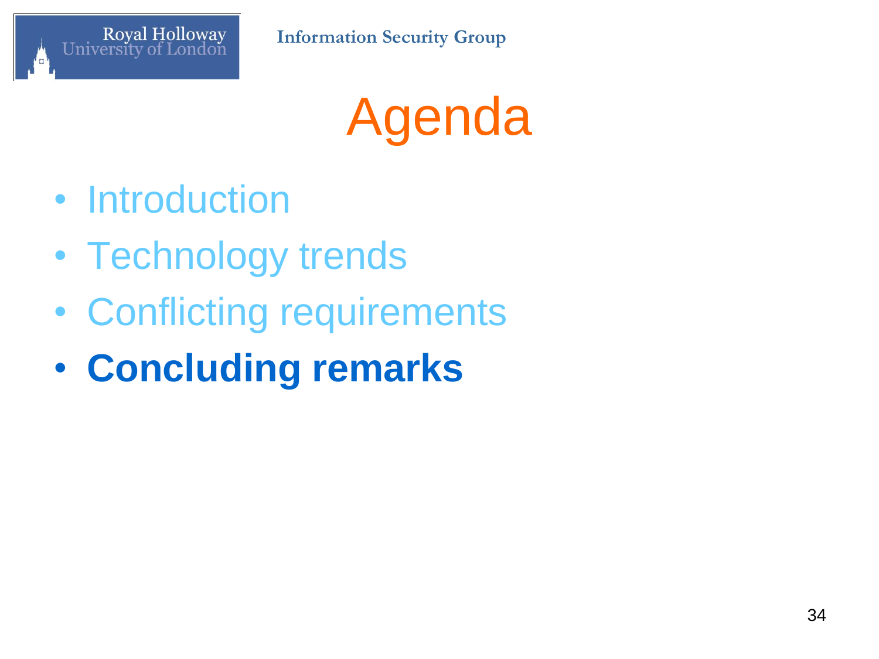# Agenda

- Introduction
- Technology trends
- Conflicting requirements
- **Concluding remarks**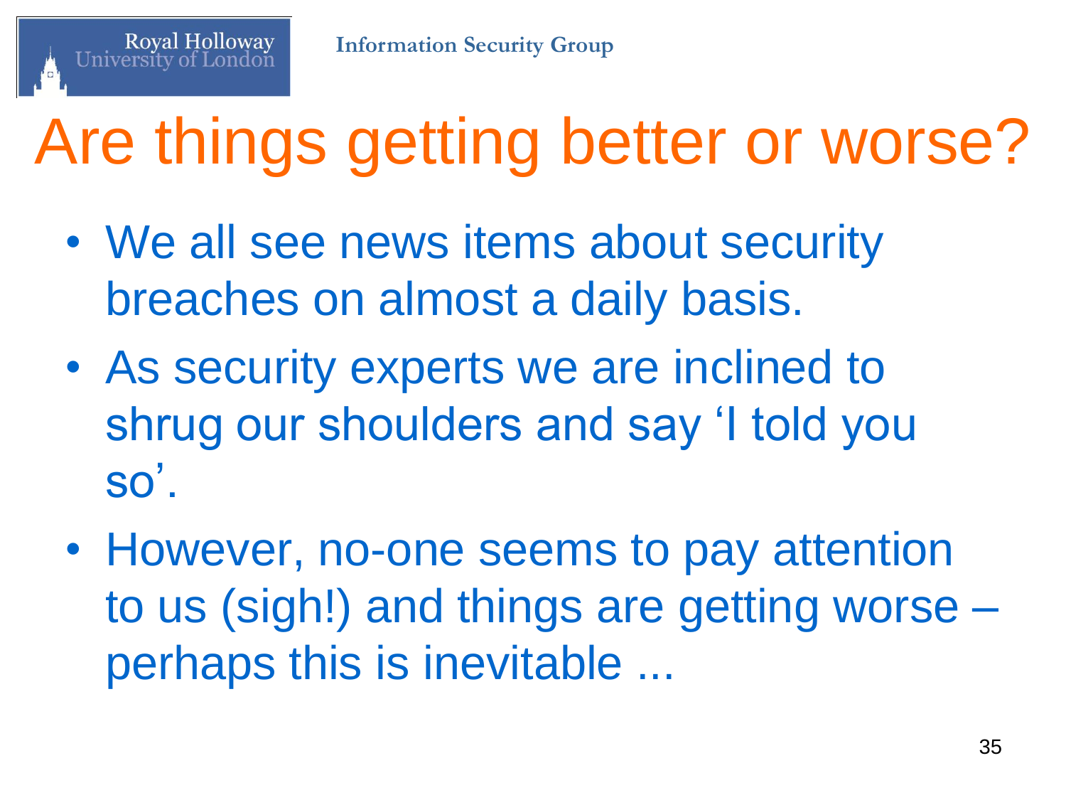# Are things getting better or worse?

- We all see news items about security breaches on almost a daily basis.
- As security experts we are inclined to shrug our shoulders and say ‘I told you so’.
- However, no-one seems to pay attention to us (sigh!) and things are getting worse – perhaps this is inevitable ...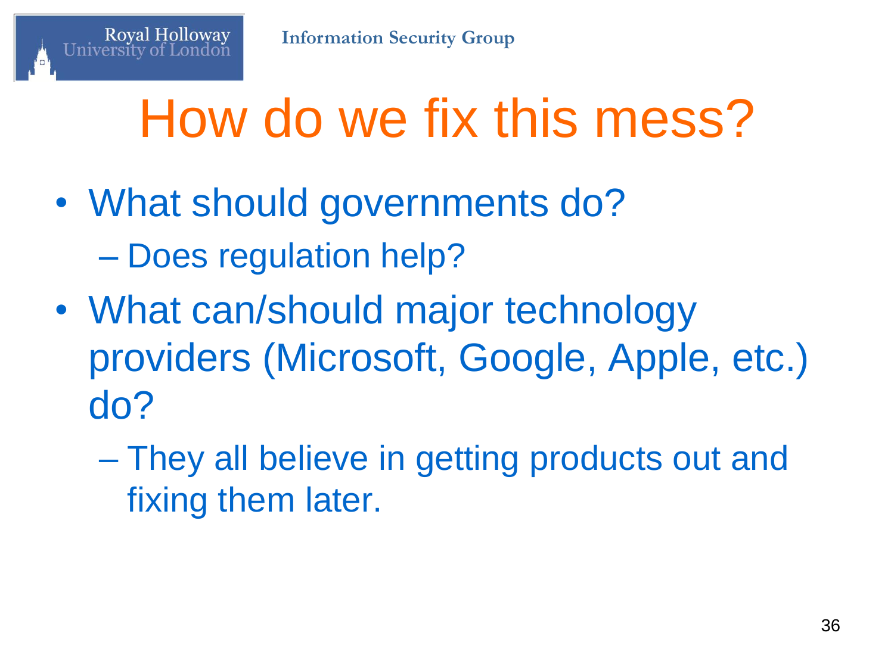# How do we fix this mess?

- What should governments do?
  - Does regulation help?
- What can/should major technology providers (Microsoft, Google, Apple, etc.) do?
  - They all believe in getting products out and fixing them later.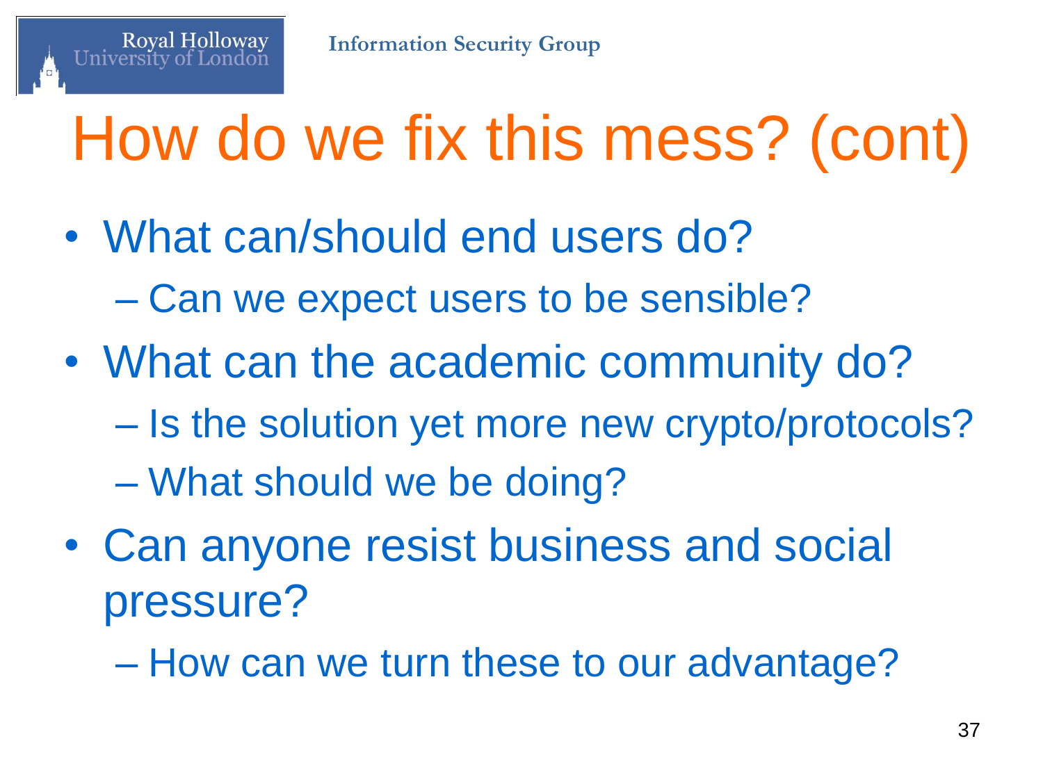# How do we fix this mess? (cont)

- What can/should end users do?
  - Can we expect users to be sensible?
- What can the academic community do?
  - Is the solution yet more new crypto/protocols?
  - What should we be doing?
- Can anyone resist business and social pressure?
  - How can we turn these to our advantage?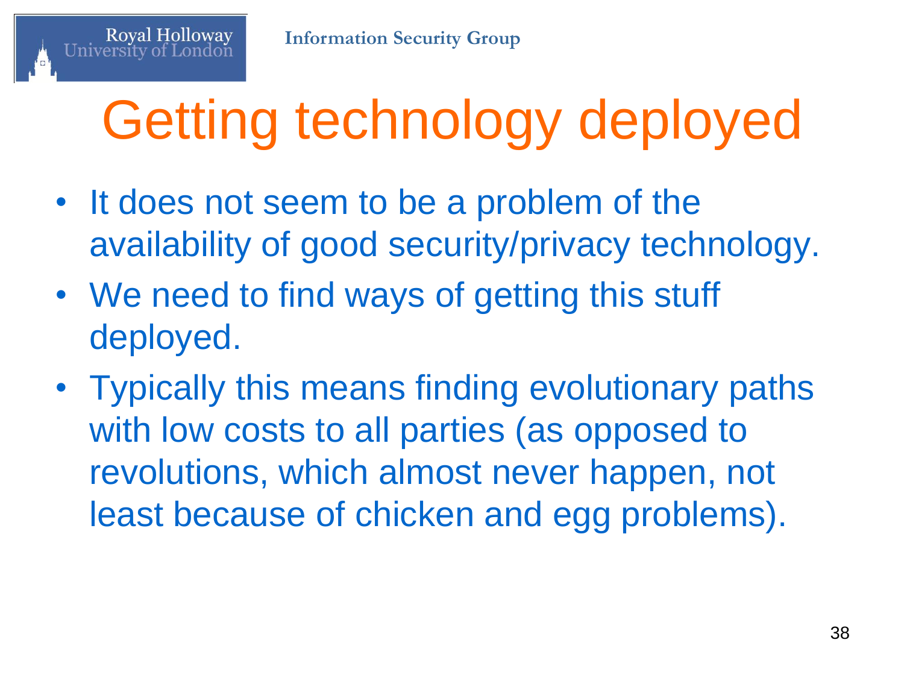# Getting technology deployed

- It does not seem to be a problem of the availability of good security/privacy technology.
- We need to find ways of getting this stuff deployed.
- Typically this means finding evolutionary paths with low costs to all parties (as opposed to revolutions, which almost never happen, not least because of chicken and egg problems).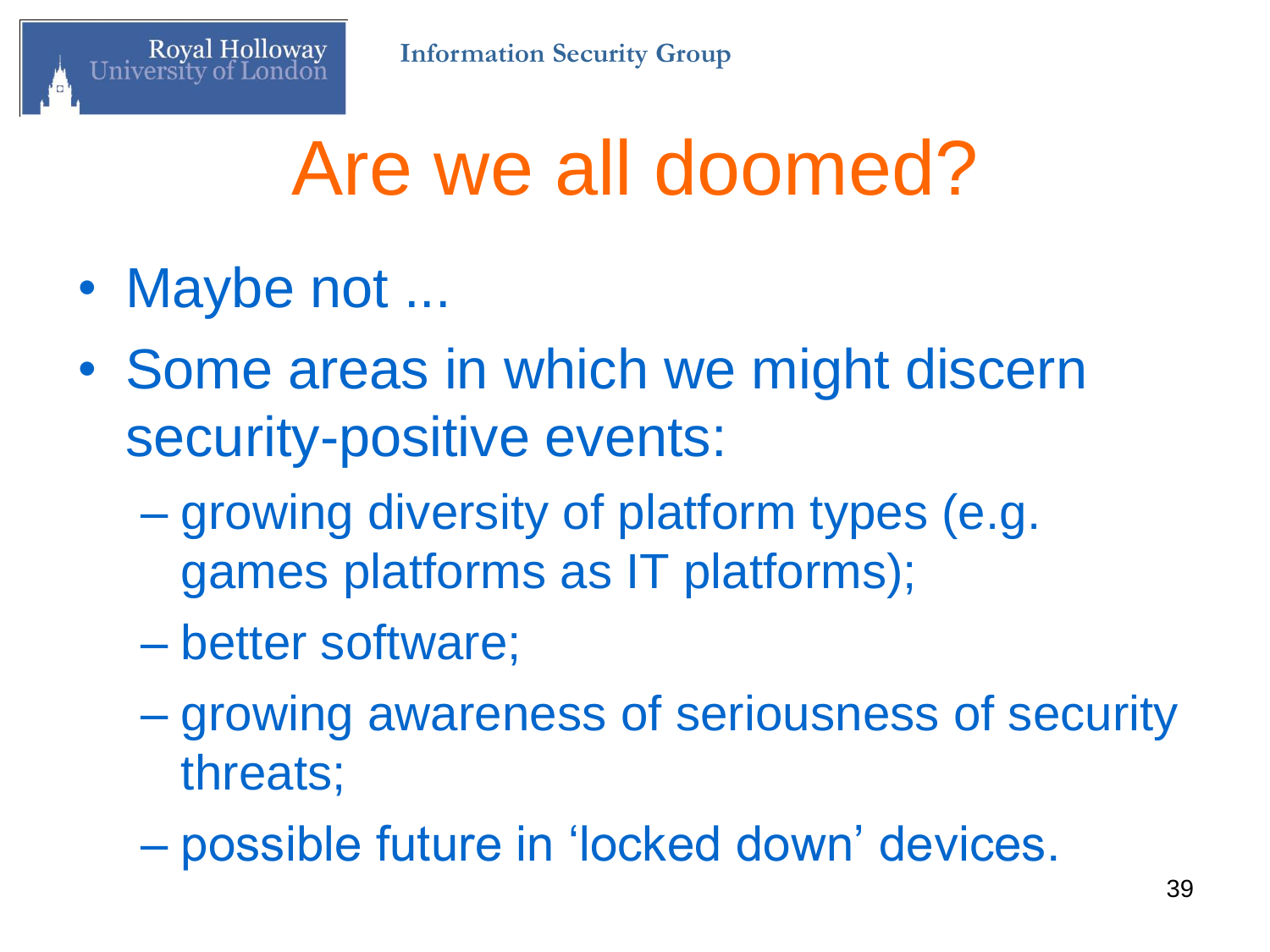# Are we all doomed?

- Maybe not ...
- Some areas in which we might discern security-positive events:
  - growing diversity of platform types (e.g. games platforms as IT platforms);
  - better software;
  - growing awareness of seriousness of security threats;
  - possible future in 'locked down' devices.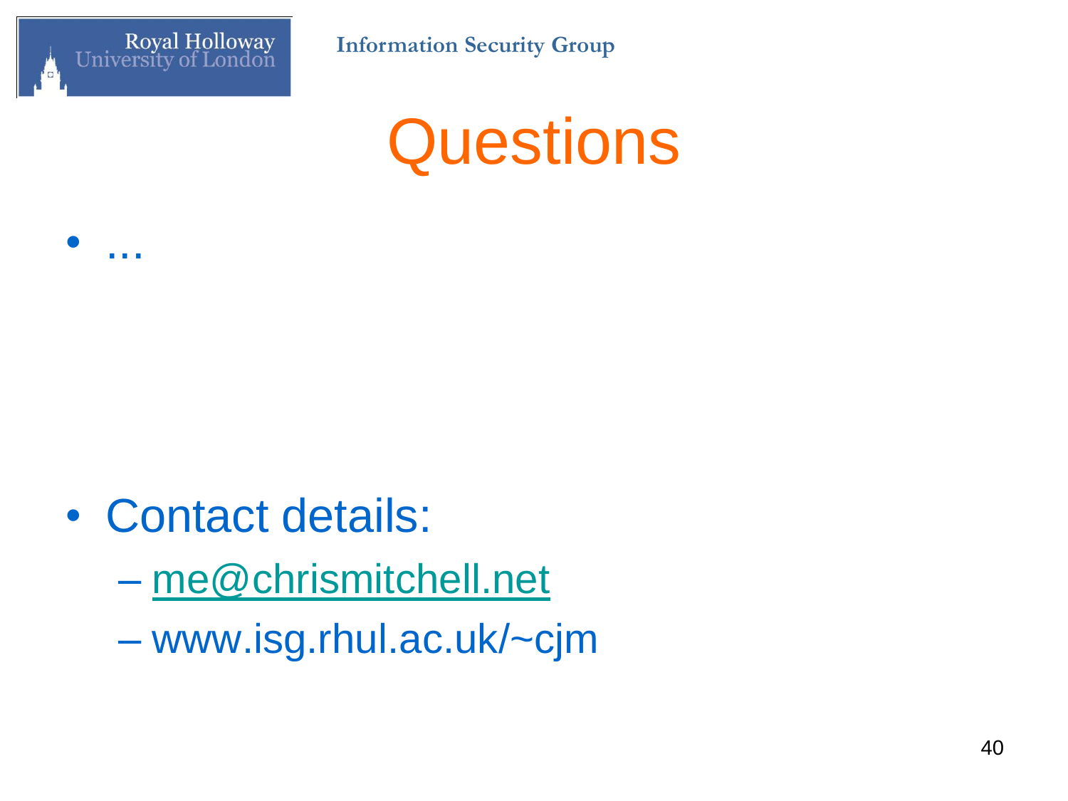# Questions

- ...

- Contact details:
  - me@chrismitchell.net
  - www.isg.rhul.ac.uk/~cjm